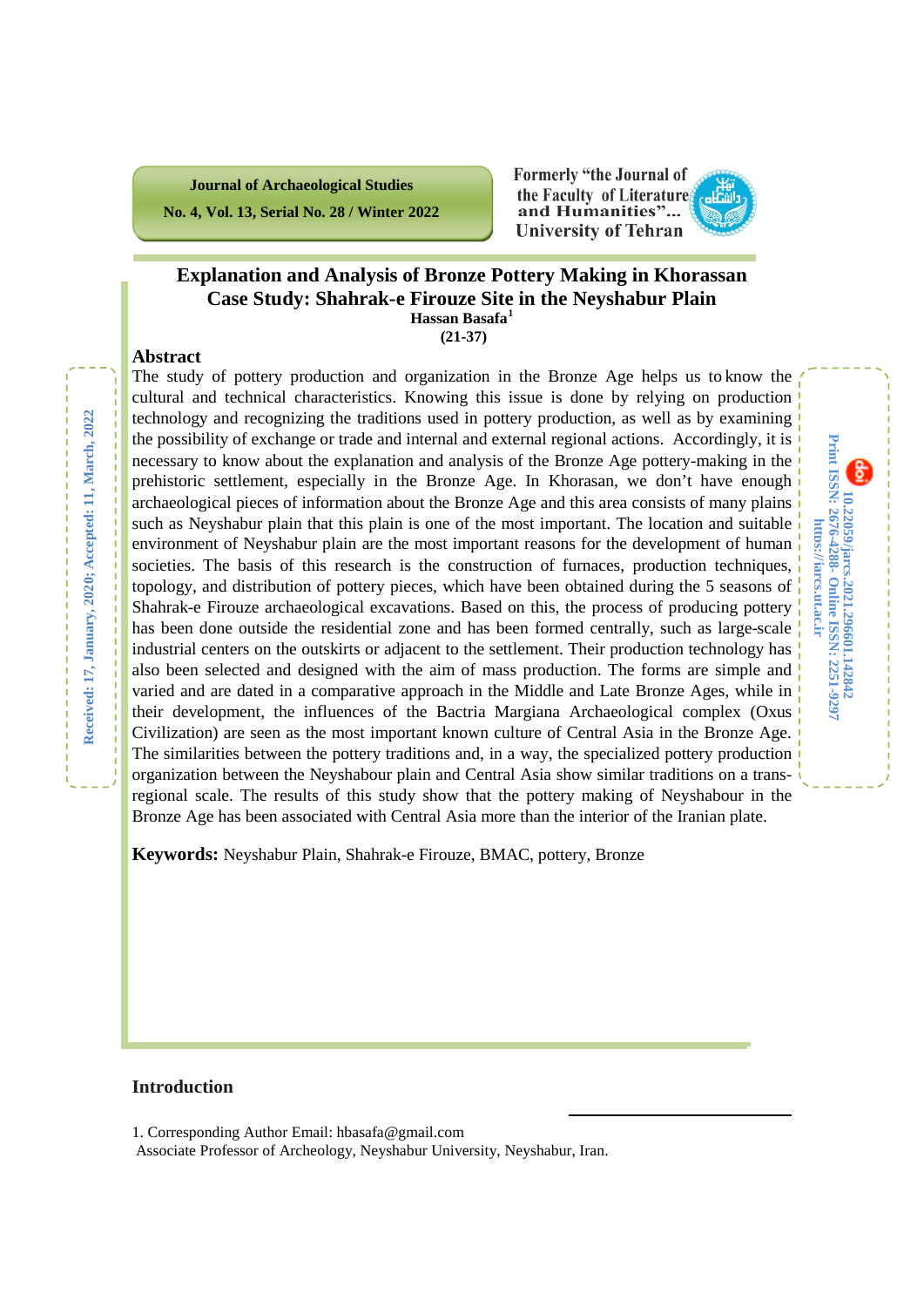Journal of Archaeological Studies

No. 4, Vol. 13, Serial No. 28 / Winter 2022

Formerly "the Journal of the Faculty of Literature and Humanities"... University of Tehran

# Explanation and Analysis of Bronze Pottery Making in Khorassan Case Study: Shahrak-e Firouze Site in the Neyshabur Plain

**Hassan Basafa**[1]

**(21-37)**

Received: 17, January, 2020; Accepted: 11, March, 2022

10.22059/jarcs.2021.296601.142842

Print ISSN: 2676-4288- Online ISSN: 2251-9297

https://jarcs.ut.ac.ir

## Abstract

The study of pottery production and organization in the Bronze Age helps us to know the cultural and technical characteristics. Knowing this issue is done by relying on production technology and recognizing the traditions used in pottery production, as well as by examining the possibility of exchange or trade and internal and external regional actions. Accordingly, it is necessary to know about the explanation and analysis of the Bronze Age pottery-making in the prehistoric settlement, especially in the Bronze Age. In Khorasan, we don't have enough archaeological pieces of information about the Bronze Age and this area consists of many plains such as Neyshabur plain that this plain is one of the most important. The location and suitable environment of Neyshabur plain are the most important reasons for the development of human societies. The basis of this research is the construction of furnaces, production techniques, topology, and distribution of pottery pieces, which have been obtained during the 5 seasons of Shahrak-e Firouze archaeological excavations. Based on this, the process of producing pottery has been done outside the residential zone and has been formed centrally, such as large-scale industrial centers on the outskirts or adjacent to the settlement. Their production technology has also been selected and designed with the aim of mass production. The forms are simple and varied and are dated in a comparative approach in the Middle and Late Bronze Ages, while in their development, the influences of the Bactria Margiana Archaeological complex (Oxus Civilization) are seen as the most important known culture of Central Asia in the Bronze Age. The similarities between the pottery traditions and, in a way, the specialized pottery production organization between the Neyshabour plain and Central Asia show similar traditions on a trans-regional scale. The results of this study show that the pottery making of Neyshabour in the Bronze Age has been associated with Central Asia more than the interior of the Iranian plate.

**Keywords:** Neyshabur Plain, Shahrak-e Firouze, BMAC, pottery, Bronze

## Introduction

1. Corresponding Author Email: hbasafa@gmail.com
Associate Professor of Archeology, Neyshabur University, Neyshabur, Iran.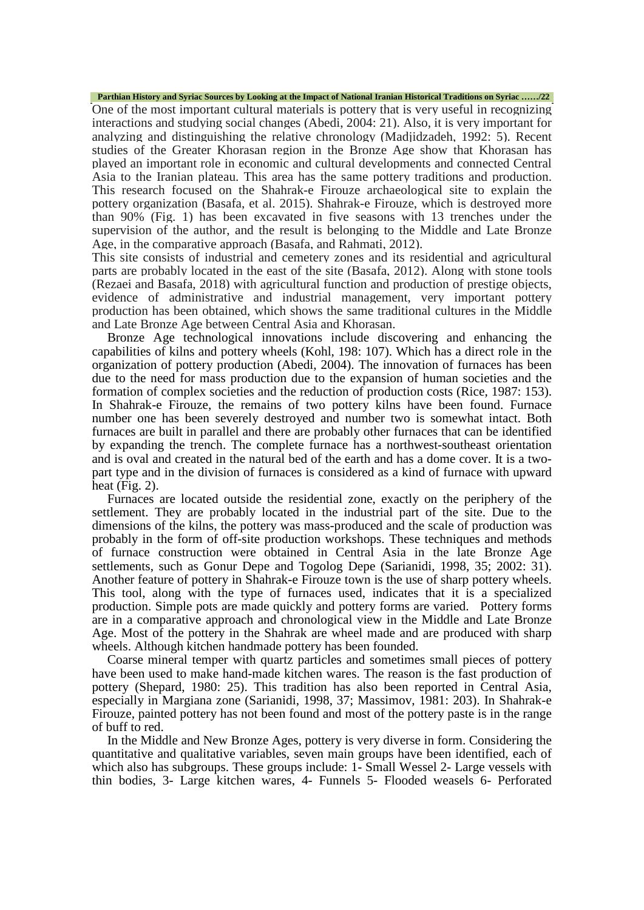One of the most important cultural materials is pottery that is very useful in recognizing interactions and studying social changes (Abedi, 2004: 21). Also, it is very important for analyzing and distinguishing the relative chronology (Madjidzadeh, 1992: 5). Recent studies of the Greater Khorasan region in the Bronze Age show that Khorasan has played an important role in economic and cultural developments and connected Central Asia to the Iranian plateau. This area has the same pottery traditions and production. This research focused on the Shahrak-e Firouze archaeological site to explain the pottery organization (Basafa, et al. 2015). Shahrak-e Firouze, which is destroyed more than 90% (Fig. 1) has been excavated in five seasons with 13 trenches under the supervision of the author, and the result is belonging to the Middle and Late Bronze Age, in the comparative approach (Basafa, and Rahmati, 2012).

This site consists of industrial and cemetery zones and its residential and agricultural parts are probably located in the east of the site (Basafa, 2012). Along with stone tools (Rezaei and Basafa, 2018) with agricultural function and production of prestige objects, evidence of administrative and industrial management, very important pottery production has been obtained, which shows the same traditional cultures in the Middle and Late Bronze Age between Central Asia and Khorasan.

Bronze Age technological innovations include discovering and enhancing the capabilities of kilns and pottery wheels (Kohl, 198: 107). Which has a direct role in the organization of pottery production (Abedi, 2004). The innovation of furnaces has been due to the need for mass production due to the expansion of human societies and the formation of complex societies and the reduction of production costs (Rice, 1987: 153). In Shahrak-e Firouze, the remains of two pottery kilns have been found. Furnace number one has been severely destroyed and number two is somewhat intact. Both furnaces are built in parallel and there are probably other furnaces that can be identified by expanding the trench. The complete furnace has a northwest-southeast orientation and is oval and created in the natural bed of the earth and has a dome cover. It is a two-part type and in the division of furnaces is considered as a kind of furnace with upward heat (Fig. 2).

Furnaces are located outside the residential zone, exactly on the periphery of the settlement. They are probably located in the industrial part of the site. Due to the dimensions of the kilns, the pottery was mass-produced and the scale of production was probably in the form of off-site production workshops. These techniques and methods of furnace construction were obtained in Central Asia in the late Bronze Age settlements, such as Gonur Depe and Togolog Depe (Sarianidi, 1998, 35; 2002: 31). Another feature of pottery in Shahrak-e Firouze town is the use of sharp pottery wheels. This tool, along with the type of furnaces used, indicates that it is a specialized production. Simple pots are made quickly and pottery forms are varied. Pottery forms are in a comparative approach and chronological view in the Middle and Late Bronze Age. Most of the pottery in the Shahrak are wheel made and are produced with sharp wheels. Although kitchen handmade pottery has been founded.

Coarse mineral temper with quartz particles and sometimes small pieces of pottery have been used to make hand-made kitchen wares. The reason is the fast production of pottery (Shepard, 1980: 25). This tradition has also been reported in Central Asia, especially in Margiana zone (Sarianidi, 1998, 37; Massimov, 1981: 203). In Shahrak-e Firouze, painted pottery has not been found and most of the pottery paste is in the range of buff to red.

In the Middle and New Bronze Ages, pottery is very diverse in form. Considering the quantitative and qualitative variables, seven main groups have been identified, each of which also has subgroups. These groups include: 1- Small Wessel 2- Large vessels with thin bodies, 3- Large kitchen wares, 4- Funnels 5- Flooded weasels 6- Perforated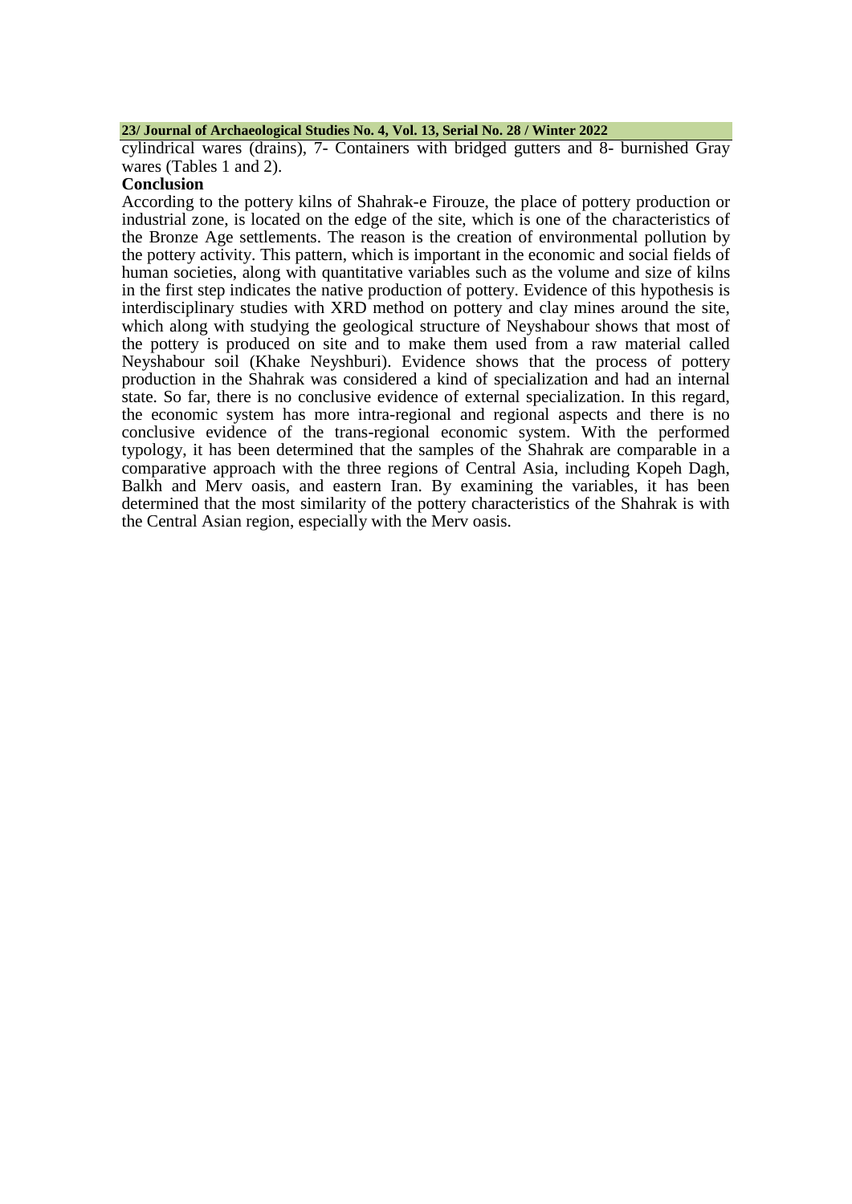cylindrical wares (drains), 7- Containers with bridged gutters and 8- burnished Gray wares (Tables 1 and 2).

**Conclusion**

According to the pottery kilns of Shahrak-e Firouze, the place of pottery production or industrial zone, is located on the edge of the site, which is one of the characteristics of the Bronze Age settlements. The reason is the creation of environmental pollution by the pottery activity. This pattern, which is important in the economic and social fields of human societies, along with quantitative variables such as the volume and size of kilns in the first step indicates the native production of pottery. Evidence of this hypothesis is interdisciplinary studies with XRD method on pottery and clay mines around the site, which along with studying the geological structure of Neyshabour shows that most of the pottery is produced on site and to make them used from a raw material called Neyshabour soil (Khake Neyshburi). Evidence shows that the process of pottery production in the Shahrak was considered a kind of specialization and had an internal state. So far, there is no conclusive evidence of external specialization. In this regard, the economic system has more intra-regional and regional aspects and there is no conclusive evidence of the trans-regional economic system. With the performed typology, it has been determined that the samples of the Shahrak are comparable in a comparative approach with the three regions of Central Asia, including Kopeh Dagh, Balkh and Merv oasis, and eastern Iran. By examining the variables, it has been determined that the most similarity of the pottery characteristics of the Shahrak is with the Central Asian region, especially with the Merv oasis.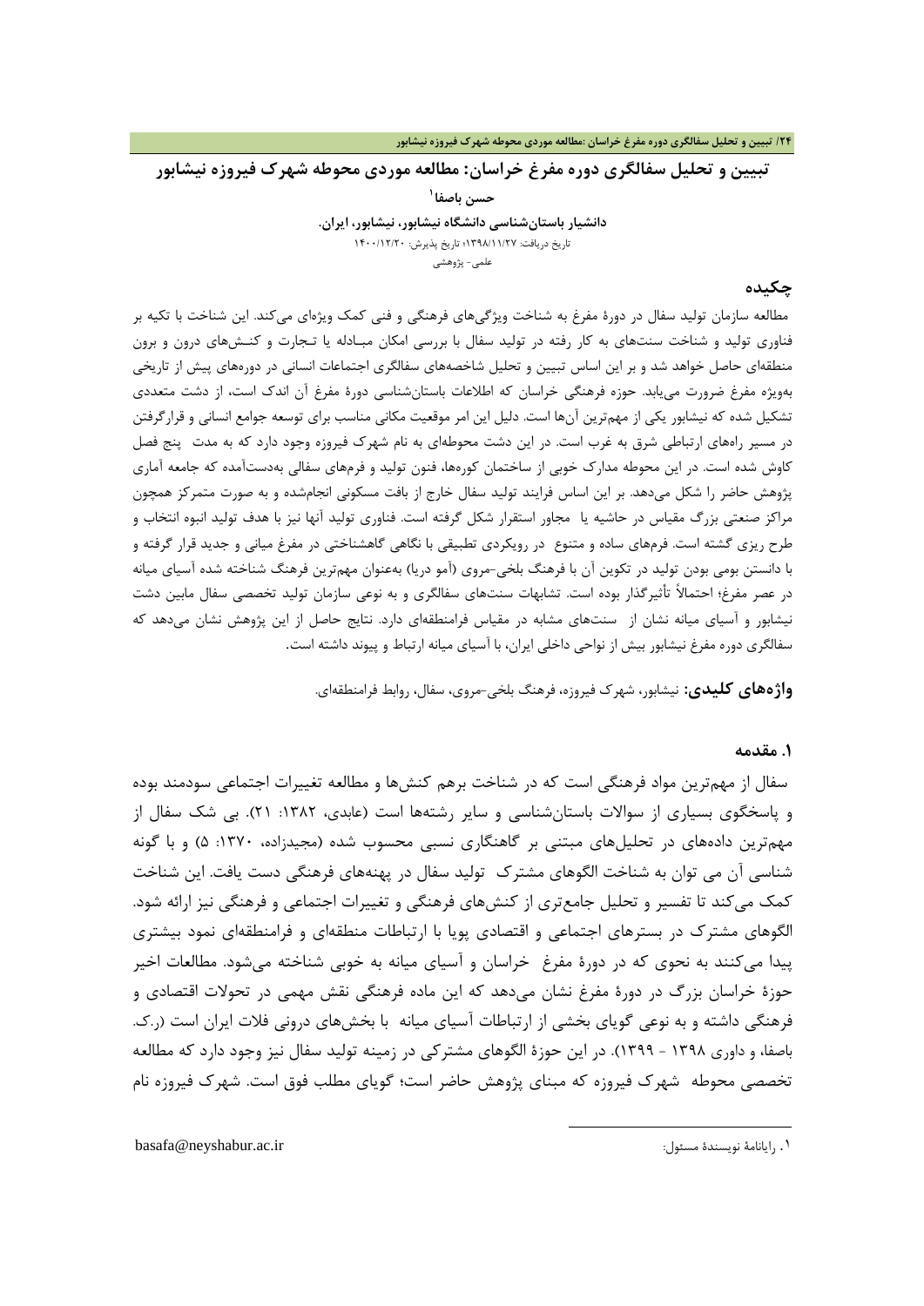# تبیین و تحلیل سفالگری دوره مفرغ خراسان: مطالعه موردی محوطه شهرک فیروزه نیشابور

**حسن باصفا**[1]

**دانشیار باستان‌شناسی دانشگاه نیشابور، نیشابور، ایران.**

تاریخ دریافت: ۱۳۹۸/۱۱/۲۷؛ تاریخ پذیرش: ۱۴۰۰/۱۲/۲۰

علمی- پژوهشی

## چکیده

مطالعه سازمان تولید سفال در دورهٔ مفرغ به شناخت ویژگی‌های فرهنگی و فنی کمک ویژه‌ای می‌کند. این شناخت با تکیه بر فناوری تولید و شناخت سنت‌های به کار رفته در تولید سفال با بررسی امکان مبـادله یا تـجارت و کنـش‌های درون و برون منطقه‌ای حاصل خواهد شد و بر این اساس تبیین و تحلیل شاخصه‌های سفالگری اجتماعات انسانی در دوره‌های پیش از تاریخی به‌ویژه مفرغ ضرورت می‌یابد. حوزه فرهنگی خراسان که اطلاعات باستان‌شناسی دورهٔ مفرغ آن اندک است، از دشت متعددی تشکیل شده که نیشابور یکی از مهم‌ترین آن‌ها است. دلیل این امر موقعیت مکانی مناسب برای توسعه جوامع انسانی و قرارگرفتن در مسیر راه‌های ارتباطی شرق به غرب است. در این دشت محوطه‌ای به نام شهرک فیروزه وجود دارد که به مدت پنج فصل کاوش شده است. در این محوطه مدارک خوبی از ساختمان کوره‌ها، فنون تولید و فرم‌های سفالی به‌دست‌آمده که جامعه آماری پژوهش حاضر را شکل می‌دهد. بر این اساس فرایند تولید سفال خارج از بافت مسکونی انجام‌شده و به صورت متمرکز همچون مراکز صنعتی بزرگ مقیاس در حاشیه یا مجاور استقرار شکل گرفته است. فناوری تولید آنها نیز با هدف تولید انبوه انتخاب و طرح ریزی گشته است. فرم‌های ساده و متنوع در رویکردی تطبیقی با نگاهی گاهشناختی در مفرغ میانی و جدید قرار گرفته و با دانستن بومی بودن تولید در تکوین آن با فرهنگ بلخی-مروی (آمو دریا) به‌عنوان مهم‌ترین فرهنگ شناخته شده آسیای میانه در عصر مفرغ؛ احتمالاً تأثیرگذار بوده است. تشابهات سنت‌های سفالگری و به نوعی سازمان تولید تخصصی سفال مابین دشت نیشابور و آسیای میانه نشان از سنت‌های مشابه در مقیاس فرامنطقه‌ای دارد. نتایج حاصل از این پژوهش نشان می‌دهد که سفالگری دوره مفرغ نیشابور بیش از نواحی داخلی ایران، با آسیای میانه ارتباط و پیوند داشته است.

**واژه‌های کلیدی:** نیشابور، شهرک فیروزه، فرهنگ بلخی-مروی، سفال، روابط فرامنطقه‌ای.

## ۱. مقدمه

سفال از مهم‌ترین مواد فرهنگی است که در شناخت برهم کنش‌ها و مطالعه تغییرات اجتماعی سودمند بوده و پاسخگوی بسیاری از سوالات باستان‌شناسی و سایر رشته‌ها است (عابدی، ۱۳۸۲: ۲۱). بی شک سفال از مهم‌ترین داده‌های در تحلیل‌های مبتنی بر گاهنگاری نسبی محسوب شده (مجیدزاده، ۱۳۷۰: ۵) و با گونه شناسی آن می توان به شناخت الگوهای مشترک تولید سفال در پهنه‌های فرهنگی دست یافت. این شناخت کمک می‌کند تا تفسیر و تحلیل جامع‌تری از کنش‌های فرهنگی و تغییرات اجتماعی و فرهنگی نیز ارائه شود. الگوهای مشترک در بسترهای اجتماعی و اقتصادی پویا با ارتباطات منطقه‌ای و فرامنطقه‌ای نمود بیشتری پیدا می‌کنند به نحوی که در دورهٔ مفرغ خراسان و آسیای میانه به خوبی شناخته می‌شود. مطالعات اخیر حوزهٔ خراسان بزرگ در دورهٔ مفرغ نشان می‌دهد که این ماده فرهنگی نقش مهمی در تحولات اقتصادی و فرهنگی داشته و به نوعی گویای بخشی از ارتباطات آسیای میانه با بخش‌های درونی فلات ایران است (ر.ک. باصفا، و داوری ۱۳۹۸ - ۱۳۹۹). در این حوزهٔ الگوهای مشترکی در زمینه تولید سفال نیز وجود دارد که مطالعه تخصصی محوطه شهرک فیروزه که مبنای پژوهش حاضر است؛ گویای مطلب فوق است. شهرک فیروزه نام

---

[1]. رایانامهٔ نویسندهٔ مسئول: basafa@neyshabur.ac.ir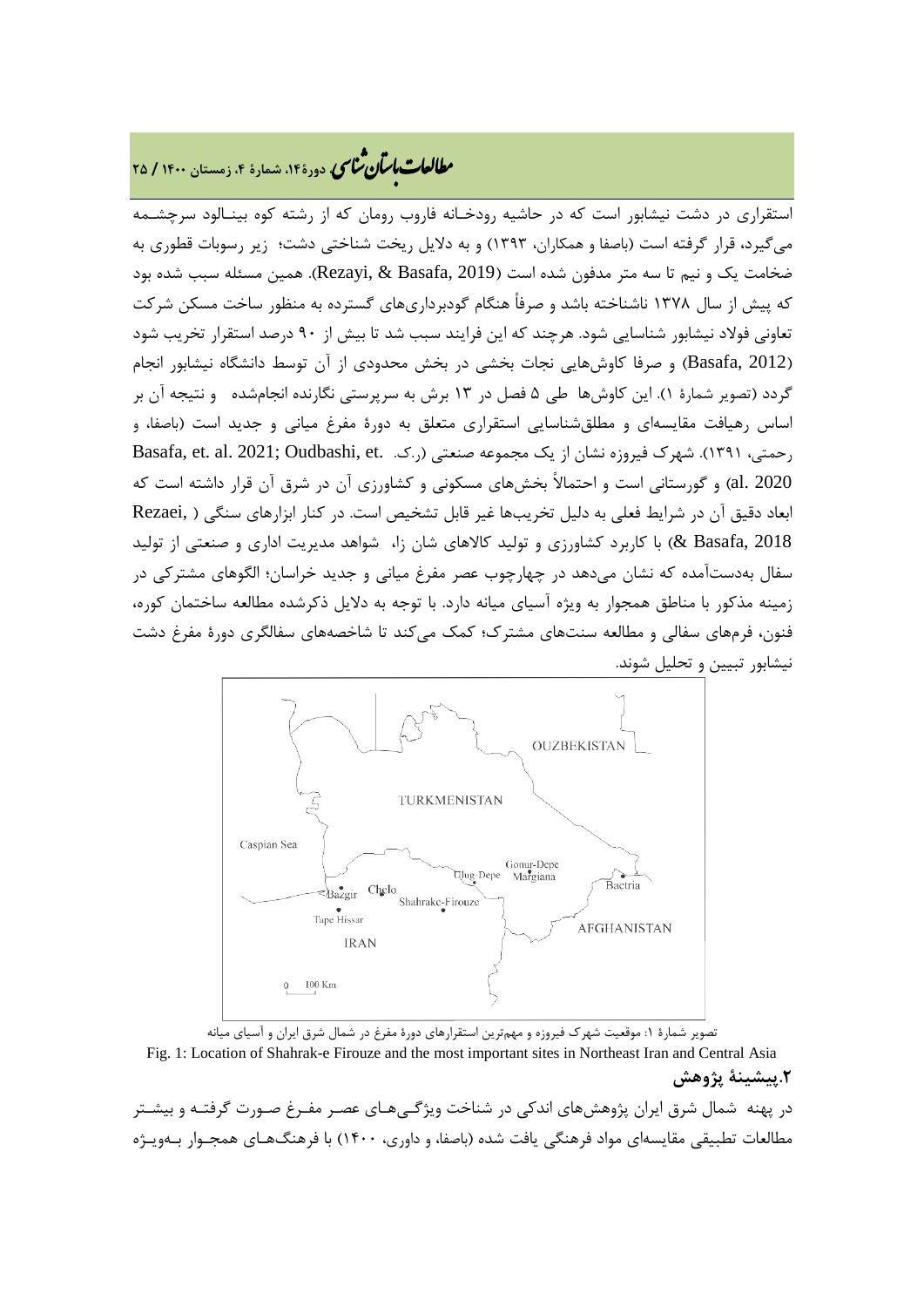استقراری در دشت نیشابور است که در حاشیه رودخـانه فاروب رومان که از رشته کوه بینـالود سرچشـمه می‌گیرد، قرار گرفته است (باصفا و همکاران، ۱۳۹۳) و به دلایل ریخت شناختی دشت؛ زیر رسوبات قطوری به ضخامت یک و نیم تا سه متر مدفون شده است (Rezayi, & Basafa, 2019). همین مسئله سبب شده بود که پیش از سال ۱۳۷۸ ناشناخته باشد و صرفاً هنگام گودبرداری‌های گسترده به منظور ساخت مسکن شرکت تعاونی فولاد نیشابور شناسایی شود. هرچند که این فرایند سبب شد تا بیش از ۹۰ درصد استقرار تخریب شود (Basafa, 2012) و صرفا کاوش‌هایی نجات بخشی در بخش محدودی از آن توسط دانشگاه نیشابور انجام گردد (تصویر شمارهٔ ۱). این کاوش‌ها طی ۵ فصل در ۱۳ برش به سرپرستی نگارنده انجام‌شده و نتیجه آن بر اساس رهیافت مقایسه‌ای و مطلق‌شناسایی استقراری متعلق به دورهٔ مفرغ میانی و جدید است (باصفا، و رحمتی، ۱۳۹۱). شهرک فیروزه نشان از یک مجموعه صنعتی (ر.ک. Basafa, et. al. 2021; Oudbashi, et. al. 2020) و گورستانی است و احتمالاً بخش‌های مسکونی و کشاورزی آن در شرق آن قرار داشته است که ابعاد دقیق آن در شرایط فعلی به دلیل تخریب‌ها غیر قابل تشخیص است. در کنار ابزارهای سنگی (Rezaei, & Basafa, 2018) با کاربرد کشاورزی و تولید کالاهای شان زا، شواهد مدیریت اداری و صنعتی از تولید سفال به‌دست‌آمده که نشان می‌دهد در چهارچوب عصر مفرغ میانی و جدید خراسان؛ الگوهای مشترکی در زمینه مذکور با مناطق همجوار به ویژه آسیای میانه دارد. با توجه به دلایل ذکرشده مطالعه ساختمان کوره، فنون، فرم‌های سفالی و مطالعه سنت‌های مشترک؛ کمک می‌کند تا شاخصه‌های سفالگری دورهٔ مفرغ دشت نیشابور تبیین و تحلیل شوند.

تصویر شمارهٔ ۱: موقعیت شهرک فیروزه و مهم‌ترین استقرارهای دورهٔ مفرغ در شمال شرق ایران و آسیای میانه

Fig. 1: Location of Shahrak-e Firouze and the most important sites in Northeast Iran and Central Asia

## ۲.پیشینهٔ پژوهش

در پهنه شمال شرق ایران پژوهش‌های اندکی در شناخت ویژگـی‌هـای عصـر مفـرغ صـورت گرفتـه و بیشـتر مطالعات تطبیقی مقایسه‌ای مواد فرهنگی یافت شده (باصفا، و داوری، ۱۴۰۰) با فرهنگ‌هـای همجـوار بـه‌ویـژه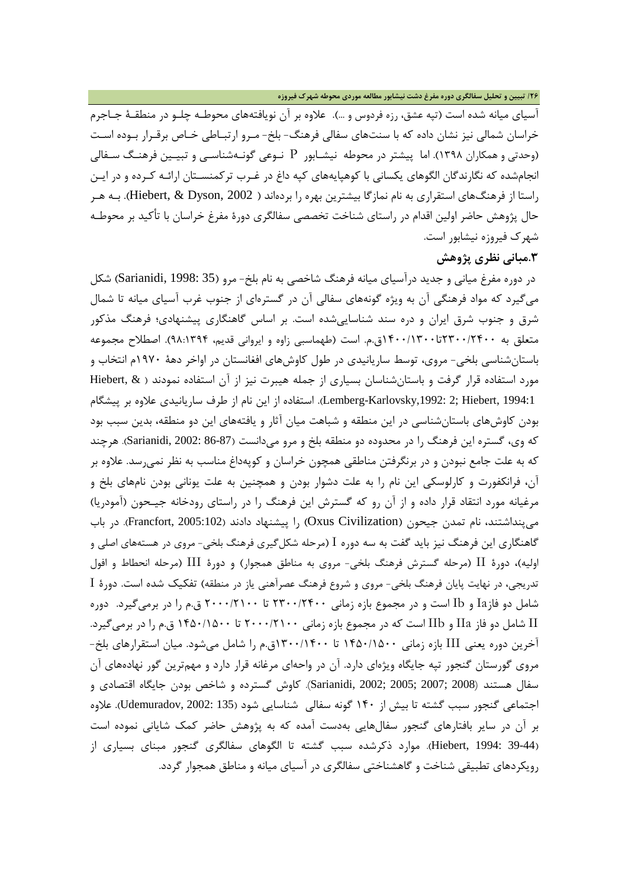آسیای میانه شده است (تپه عشق، رزه فردوس و ...). علاوه بر آن نویافته‌های محوطـه چلـو در منطقـهٔ جـاجرم خراسان شمالی نیز نشان داده که با سنت‌های سفالی فرهنگ- بلخ- مـرو ارتبـاطی خـاص برقـرار بـوده اسـت (وحدتی و همکاران ۱۳۹۸). اما پیشتر در محوطه نیشـابور P نـوعی گونـه‌شناسـی و تبیـین فرهنـگ سـفالی انجام‌شده که نگارندگان الگوهای یکسانی با کوهپایه‌های کپه داغ در غـرب ترکمنسـتان ارائـه کـرده و در ایـن راستا از فرهنگ‌های استقراری به نام نمازگا بیشترین بهره را برده‌اند (Hiebert, & Dyson, 2002). بـه هـر حال پژوهش حاضر اولین اقدام در راستای شناخت تخصصی سفالگری دورهٔ مفرغ خراسان با تأکید بر محوطـه شهرک فیروزه نیشابور است.

## ۳.مبانی نظری پژوهش

در دوره مفرغ میانی و جدید درآسیای میانه فرهنگ شاخصی به نام بلخ- مرو (Sarianidi, 1998: 35) شکل می‌گیرد که مواد فرهنگی آن به ویژه گونه‌های سفالی آن در گستره‌ای از جنوب غرب آسیای میانه تا شمال شرق و جنوب شرق ایران و دره سند شناسایی‌شده است. بر اساس گاهنگاری پیشنهادی؛ فرهنگ مذکور متعلق به ۲۴۰۰/۲۳۰۰تا۱۳۰۰/۱۴۰۰ق.م. است (طهماسبی زاوه و ایروانی قدیم، ۹۸:۱۳۹۴). اصطلاح مجموعه باستان‌شناسی بلخی- مروی، توسط ساریانیدی در طول کاوش‌های افغانستان در اواخر دههٔ ۱۹۷۰م انتخاب و مورد استفاده قرار گرفت و باستان‌شناسان بسیاری از جمله هیبرت نیز از آن استفاده نمودند ( & Hiebert, Lemberg-Karlovsky,1992: 2; Hiebert, 1994:1). استفاده از این نام از طرف ساریانیدی علاوه بر پیشگام بودن کاوش‌های باستان‌شناسی در این منطقه و شباهت میان آثار و یافته‌های این دو منطقه، بدین سبب بود که وی، گستره این فرهنگ را در محدوده دو منطقه بلخ و مرو می‌دانست (Sarianidi, 2002: 86-87). هرچند که به علت جامع نبودن و در برنگرفتن مناطقی همچون خراسان و کوپه‌داغ مناسب به نظر نمی‌رسد. علاوه بر آن، فرانکفورت و کارلوسکی این نام را به علت دشوار بودن و همچنین به علت یونانی بودن نام‌های بلخ و مرغیانه مورد انتقاد قرار داده و از آن رو که گسترش این فرهنگ را در راستای رودخانه جیـحون (آمودریا) می‌پنداشتند، نام تمدن جیحون (Oxus Civilization) را پیشنهاد دادند (Francfort, 2005:102). در باب گاهنگاری این فرهنگ نیز باید گفت به سه دوره I (مرحله شکل‌گیری فرهنگ بلخی- مروی در هسته‌های اصلی و اولیه)، دورهٔ II (مرحله گسترش فرهنگ بلخی- مروی به مناطق همجوار) و دورهٔ III (مرحله انحطاط و افول تدریجی، در نهایت پایان فرهنگ بلخی- مروی و شروع فرهنگ عصرآهنی یاز در منطقه) تفکیک شده است. دورهٔ I شامل دو فازIa و Ib است و در مجموع بازه زمانی ۲۴۰۰/۲۳۰۰ تا ۲۱۰۰/۲۰۰۰ ق.م را در برمی‌گیرد. دوره II شامل دو فاز IIa و IIb است که در مجموع بازه زمانی ۲۱۰۰/۲۰۰۰ تا ۱۵۰۰/۱۴۵۰ ق.م را در برمی‌گیرد. آخرین دوره یعنی III بازه زمانی ۱۵۰۰/۱۴۵۰ تا ۱۴۰۰/۱۳۰۰ق.م را شامل می‌شود. میان استقرارهای بلخ- مروی گورستان گنجور تپه جایگاه ویژه‌ای دارد. آن در واحه‌ای مرغانه قرار دارد و مهم‌ترین گور نهاده‌های آن سفال هستند (Sarianidi, 2002; 2005; 2007; 2008). کاوش گسترده و شاخص بودن جایگاه اقتصادی و اجتماعی گنجور سبب گشته تا بیش از ۱۴۰ گونه سفالی شناسایی شود (Udemuradov, 2002: 135). علاوه بر آن در سایر بافتارهای گنجور سفال‌هایی به‌دست آمده که به پژوهش حاضر کمک شایانی نموده است (Hiebert, 1994: 39-44). موارد ذکرشده سبب گشته تا الگوهای سفالگری گنجور مبنای بسیاری از رویکردهای تطبیقی شناخت و گاهشناختی سفالگری در آسیای میانه و مناطق همجوار گردد.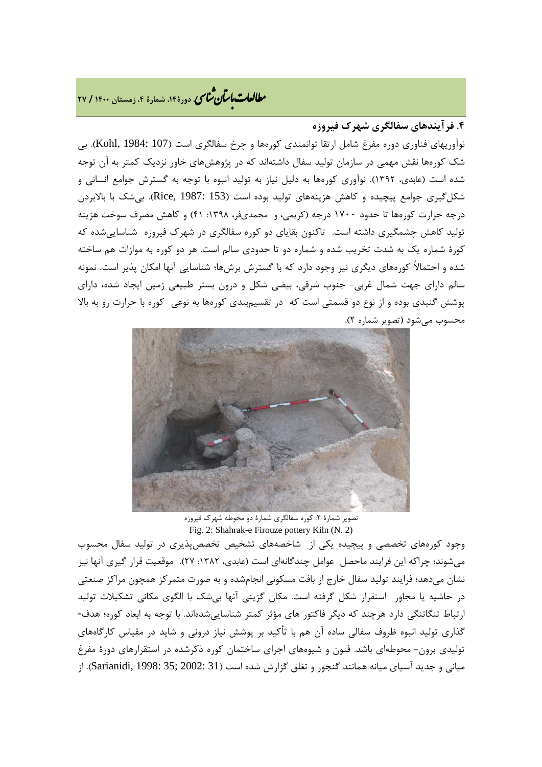### ۴. فرآیندهای سفالگری شهرک فیروزه

نوآوریهای فناوری دوره مفرغ شامل ارتقا توانمندی کوره‌ها و چرخ سفالگری است (Kohl, 1984: 107). بی شک کوره‌ها نقش مهمی در سازمان تولید سفال داشته‌اند که در پژوهش‌های خاور نزدیک کمتر به آن توجه شده است (عابدی، ۱۳۹۲). نوآوری کوره‌ها به دلیل نیاز به تولید انبوه با توجه به گسترش جوامع انسانی و شکل‌گیری جوامع پیچیده و کاهش هزینه‌های تولید بوده است (Rice, 1987: 153). بی‌شک با بالابردن درجه حرارت کوره‌ها تا حدود ۱۷۰۰ درجه (کریمی، و محمدی‌فر، ۱۳۹۸: ۴۱) و کاهش مصرف سوخت هزینه تولید کاهش چشمگیری داشته است. تاکنون بقایای دو کوره سفالگری در شهرک فیروزه شناسایی‌شده که کورهٔ شماره یک به شدت تخریب شده و شماره دو تا حدودی سالم است. هر دو کوره به موازات هم ساخته شده و احتمالاً کوره‌های دیگری نیز وجود دارد که با گسترش برش‌ها؛ شناسایی آنها امکان پذیر است. نمونه سالم دارای جهت شمال غربی- جنوب شرقی، بیضی شکل و درون بستر طبیعی زمین ایجاد شده، دارای پوشش گنبدی بوده و از نوع دو قسمتی است که در تقسیم‌بندی کوره‌ها به نوعی کوره با حرارت رو به بالا محسوب می‌شود (تصویر شماره ۲).

تصویر شمارهٔ ۲: کوره سفالگری شمارهٔ دو محوطه شهرک فیروزه

Fig. 2: Shahrak-e Firouze pottery Kiln (N. 2)

وجود کوره‌های تخصصی و پیچیده یکی از شاخصه‌های تشخیص تخصص‌پذیری در تولید سفال محسوب می‌شوند؛ چراکه این فرایند ماحصل عوامل چندگانه‌ای است (عابدی، ۱۳۸۲: ۲۷). موقعیت قرار گیری آنها نیز نشان می‌دهد؛ فرایند تولید سفال خارج از بافت مسکونی انجام‌شده و به صورت متمرکز همچون مراکز صنعتی در حاشیه یا مجاور استقرار شکل گرفته است. مکان گزینی آنها بی‌شک با الگوی مکانی تشکیلات تولید ارتباط تنگاتنگی دارد هرچند که دیگر فاکتور های مؤثر کمتر شناسایی‌شده‌اند. با توجه به ابعاد کوره؛ هدف-گذاری تولید انبوه ظروف سفالی ساده آن هم با تأکید بر پوشش نیاز درونی و شاید در مقیاس کارگاه‌های تولیدی برون- محوطه‌ای باشد. فنون و شیوه‌های اجرای ساختمان کوره ذکرشده در استقرارهای دورهٔ مفرغ میانی و جدید آسیای میانه همانند گنجور و تغلق گزارش شده است (Sarianidi, 1998: 35; 2002: 31). از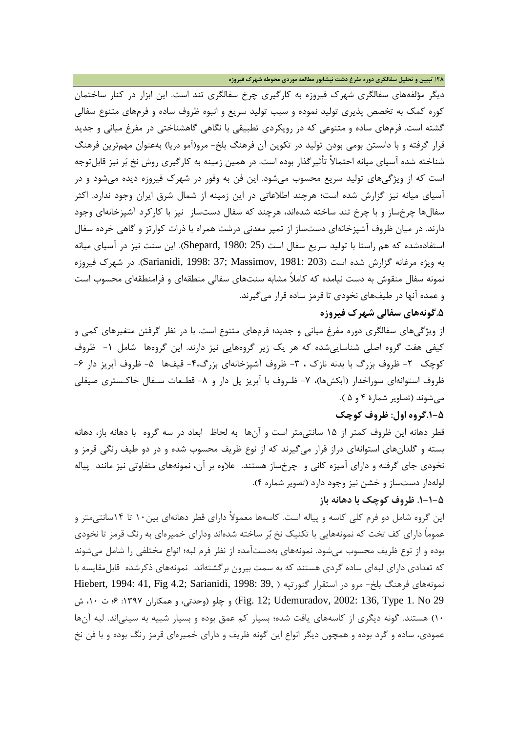دیگر مؤلفه‌های سفالگری شهرک فیروزه به کارگیری چرخ سفالگری تند است. این ابزار در کنار ساختمان کوره کمک به تخصص پذیری تولید نموده و سبب تولید سریع و انبوه ظروف ساده و فرم‌های متنوع سفالی گشته است. فرم‌های ساده و متنوعی که در رویکردی تطبیقی با نگاهی گاهشناختی در مفرغ میانی و جدید قرار گرفته و با دانستن بومی بودن تولید در تکوین آن فرهنگ بلخ- مرو(آمو دریا) به‌عنوان مهم‌ترین فرهنگ شناخته شده آسیای میانه احتمالاً تأثیرگذار بوده است. در همین زمینه به کارگیری روش نخ بُر نیز قابل‌توجه است که از ویژگی‌های تولید سریع محسوب می‌شود. این فن به وفور در شهرک فیروزه دیده می‌شود و در آسیای میانه نیز گزارش شده است؛ هرچند اطلاعاتی در این زمینه از شمال شرق ایران وجود ندارد. اکثر سفال‌ها چرخ‌ساز و با چرخ تند ساخته شده‌اند، هرچند که سفال دست‌ساز نیز با کارکرد آشپزخانه‌ای وجود دارند. در میان ظروف آشپزخانه‌ای دست‌ساز از تمپر معدنی درشت همراه با ذرات کوارتز و گاهی خرده سفال استفاده‌شده که هم راستا با تولید سریع سفال است (Shepard, 1980: 25). این سنت نیز در آسیای میانه به ویژه مرغانه گزارش شده است (Sarianidi, 1998: 37; Massimov, 1981: 203). در شهرک فیروزه نمونه سفال منقوش به دست نیامده که کاملاً مشابه سنت‌های سفالی منطقه‌ای و فرامنطقه‌ای محسوب است و عمده آنها در طیف‌های نخودی تا قرمز ساده قرار می‌گیرند.

## ۵.گونه‌های سفالی شهرک فیروزه

از ویژگی‌های سفالگری دوره مفرغ میانی و جدید؛ فرم‌های متنوع است. با در نظر گرفتن متغیرهای کمی و کیفی هفت گروه اصلی شناسایی‌شده که هر یک زیر گروه‌هایی نیز دارند. این گروه‌ها شامل ۱- ظروف کوچک ۲- ظروف بزرگ با بدنه نازک ، ۳- ظروف آشپزخانه‌ای بزرگ،۴- قیف‌ها ۵- ظروف آبریز دار ۶- ظروف استوانه‌ای سوراخدار (آبکش‌ها)، ۷- ظـروف با آبریز پل دار و ۸- قطـعات سـفال خاکـستری صیقلی می‌شوند (تصاویر شمارهٔ ۴ و ۵ ).

### ۵-۱.گروه اول: ظروف کوچک

قطر دهانه این ظروف کمتر از ۱۵ سانتی‌متر است و آن‌ها به لحاظ ابعاد در سه گروه با دهانه باز، دهانه بسته و گلدان‌های استوانه‌ای دراز قرار می‌گیرند که از نوع ظریف محسوب شده و در دو طیف رنگی قرمز و نخودی جای گرفته و دارای آمیزه کانی و چرخ‌ساز هستند. علاوه بر آن، نمونه‌های متفاوتی نیز مانند پیاله لوله‌دار دست‌ساز و خشن نیز وجود دارد (تصویر شماره ۴).

#### ۵-۱-۱. ظروف کوچک با دهانه باز

این گروه شامل دو فرم کلی کاسه و پیاله است. کاسه‌ها معمولاً دارای قطر دهانه‌ای بین۱۰ تا ۱۴سانتی‌متر و عموماً دارای کف تخت که نمونه‌هایی با تکنیک نخ بُر ساخته شده‌اند ودارای خمیره‌ای به رنگ قرمز تا نخودی بوده و از نوع ظریف محسوب می‌شود. نمونه‌های به‌دست‌آمده از نظر فرم لبه؛ انواع مختلفی را شامل می‌شوند که تعدادی دارای لبه‌ای ساده گردی هستند که به سمت بیرون برگشته‌اند. نمونه‌های ذکرشده قابل‌مقایسه با نمونه‌های فرهنگ بلخ- مرو در استقرار گنورتپه ( Hiebert, 1994: 41, Fig 4.2; Sarianidi, 1998: 39, Fig. 12; Udemuradov, 2002: 136, Type 1. No 29) و چلو (وحدتی، و همکاران ۱۳۹۷: ۶؛ ت ۱۰، ش ۱۰) هستند. گونه دیگری از کاسه‌های یافت شده؛ بسیار کم عمق بوده و بسیار شبیه به سینی‌اند. لبه آن‌ها عمودی، ساده و گرد بوده و همچون دیگر انواع این گونه ظریف و دارای خمیره‌ای قرمز رنگ بوده و با فن نخ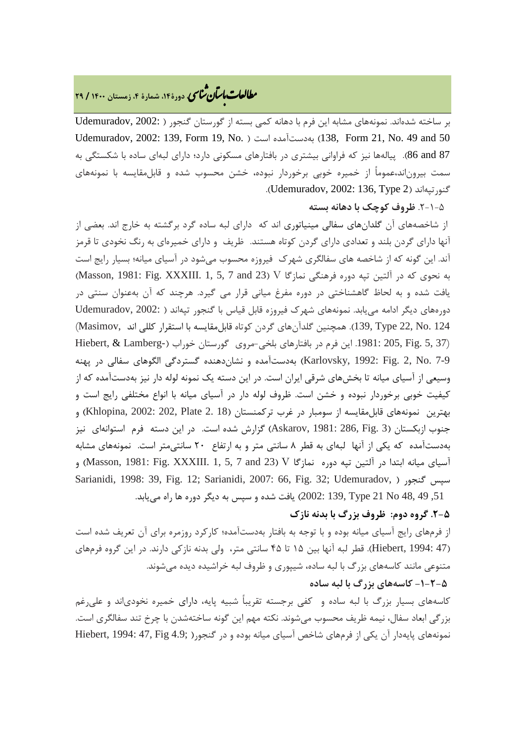بر ساخته شده‌اند. نمونه‌های مشابه این فرم با دهانه کمی بسته از گورستان گنجور (Udemuradov, 2002: 138, Form 21, No. 49 and 50) به‌دست‌آمده است (Udemuradov, 2002: 139, Form 19, No. 86 and 87). پیاله‌ها نیز که فراوانی بیشتری در بافتارهای مسکونی دارد؛ دارای لبه‌ای ساده با شکستگی به سمت بیرون‌اند،عموماً از خمیره خوبی برخوردار نبوده، خشن محسوب شده و قابل‌مقایسه با نمونه‌های گنورتپه‌اند (Udemuradov, 2002: 136, Type 2).

### ۵-۱-۲. ظروف کوچک با دهانه بسته

از شاخصه‌های آن گلدان‌های سفالی مینیاتوری اند که دارای لبه ساده گرد برگشته به خارج اند. بعضی از آنها دارای گردن بلند و تعدادی دارای گردن کوتاه هستند. ظریف و دارای خمیره‌ای به رنگ نخودی تا قرمز اند. این گونه که از شاخصه های سفالگری شهرک فیروزه محسوب می‌شود در آسیای میانه؛ بسیار رایج است به نحوی که در آلتین تپه دوره فرهنگی نمازگا V (Masson, 1981: Fig. XXXIII. 1, 5, 7 and 23) یافت شده و به لحاظ گاهشناختی در دوره مفرغ میانی قرار می گیرد. هرچند که آن به‌عنوان سنتی در دوره‌های دیگر ادامه می‌یابد. نمونه‌های شهرک فیروزه قابل قیاس با گنجور تپه‌اند (Udemuradov, 2002: 139, Type 22, No. 124). همچنین گلدان‌های گردن کوتاه قابل‌مقایسه با استقرار کللی اند (Masimov, 1981: 205, Fig. 5, 37). این فرم در بافتارهای بلخی-مروی گورستان خوراب (Hiebert, & Lamberg-Karlovsky, 1992: Fig. 2, No. 7-9) به‌دست‌آمده و نشان‌دهنده گستردگی الگوهای سفالی در پهنه وسیعی از آسیای میانه تا بخش‌های شرقی ایران است. در این دسته یک نمونه لوله دار نیز به‌دست‌آمده که از کیفیت خوبی برخوردار نبوده و خشن است. ظروف لوله دار در آسیای میانه با انواع مختلفی رایج است و بهترین نمونه‌های قابل‌مقایسه از سومبار در غرب ترکمنستان (Khlopina, 2002: 202, Plate 2. 18) و جنوب ازبکستان (Askarov, 1981: 286, Fig. 3) گزارش شده است. در این دسته فرم استوانه‌ای نیز به‌دست‌آمده که یکی از آنها لبه‌ای به قطر ۸ سانتی متر و به ارتفاع ۲۰ سانتی‌متر است. نمونه‌های مشابه آسیای میانه ابتدا در آلتین تپه دوره نمازگا V (Masson, 1981: Fig. XXXIII. 1, 5, 7 and 23) و سپس گنجور (Sarianidi, 1998: 39, Fig. 12; Sarianidi, 2007: 66, Fig. 32; Udemuradov, 2002: 139, Type 21 No 48, 49 ,51) یافت شده و سپس به دیگر دوره ها راه می‌یابد.

## ۵-۲. گروه دوم: ظروف بزرگ با بدنه نازک

از فرم‌های رایج آسیای میانه بوده و با توجه به بافتار به‌دست‌آمده؛ کارکرد روزمره برای آن تعریف شده است (Hiebert, 1994: 47). قطر لبه آنها بین ۱۵ تا ۴۵ سانتی متر، ولی بدنه نازکی دارند. در این گروه فرم‌های متنوعی مانند کاسه‌های بزرگ با لبه ساده، شیپوری و ظروف لبه خراشیده دیده می‌شوند.

### ۵-۲-۱- کاسه‌های بزرگ با لبه ساده

کاسه‌های بسیار بزرگ با لبه ساده و کفی برجسته تقریباً شبیه پایه، دارای خمیره نخودی‌اند و علی‌رغم بزرگی ابعاد سفال، نیمه ظریف محسوب می‌شوند. نکته مهم این گونه ساخته‌شدن با چرخ تند سفالگری است. نمونه‌های پایه‌دار آن یکی از فرم‌های شاخص آسیای میانه بوده و در گنجور( ;Hiebert, 1994: 47, Fig 4.9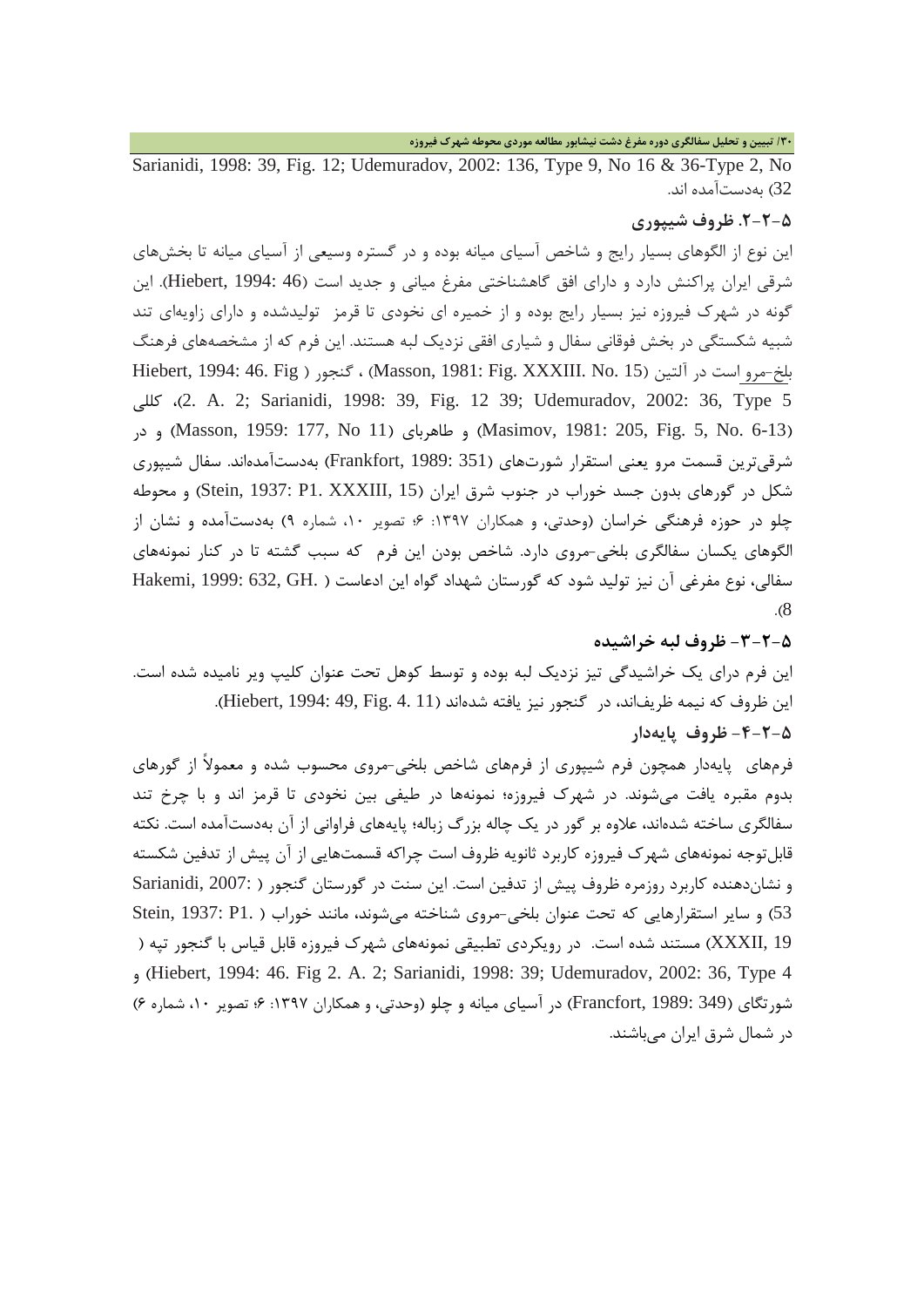Sarianidi, 1998: 39, Fig. 12; Udemuradov, 2002: 136, Type 9, No 16 & 36-Type 2, No 32) به‌دست‌آمده اند.

### ۵-۲-۲. ظروف شیپوری

این نوع از الگوهای بسیار رایج و شاخص آسیای میانه بوده و در گستره وسیعی از آسیای میانه تا بخش‌های شرقی ایران پراکنش دارد و دارای افق گاهشناختی مفرغ میانی و جدید است (Hiebert, 1994: 46). این گونه در شهرک فیروزه نیز بسیار رایج بوده و از خمیره ای نخودی تا قرمز تولیدشده و دارای زاویه‌ای تند شبیه شکستگی در بخش فوقانی سفال و شیاری افقی نزدیک لبه هستند. این فرم که از مشخصه‌های فرهنگ بلخ-مرو است در آلتین (Masson, 1981: Fig. XXXIII. No. 15) ، گنجور ( Hiebert, 1994: 46. Fig 2. A. 2; Sarianidi, 1998: 39, Fig. 12 39; Udemuradov, 2002: 36, Type 5)، کللی (Masimov, 1981: 205, Fig. 5, No. 6-13) و طاهربای (Masson, 1959: 177, No 11) و در شرقی‌ترین قسمت مرو یعنی استقرار شورت‌های (Frankfort, 1989: 351) به‌دست‌آمده‌اند. سفال شیپوری شکل در گورهای بدون جسد خوراب در جنوب شرق ایران (Stein, 1937: P1. XXXIII, 15) و محوطه چلو در حوزه فرهنگی خراسان (وحدتی، و همکاران ۱۳۹۷: ۶؛ تصویر ۱۰، شماره ۹) به‌دست‌آمده و نشان از الگوهای یکسان سفالگری بلخی-مروی دارد. شاخص بودن این فرم که سبب گشته تا در کنار نمونه‌های سفالی، نوع مفرغی آن نیز تولید شود که گورستان شهداد گواه این ادعاست ( Hakemi, 1999: 632, GH. 8).

### ۵-۲-۳- ظروف لبه خراشیده

این فرم درای یک خراشیدگی تیز نزدیک لبه بوده و توسط کوهل تحت عنوان کلیپ ویر نامیده شده است. این ظروف که نیمه ظریف‌اند، در گنجور نیز یافته شده‌اند (Hiebert, 1994: 49, Fig. 4. 11).

### ۵-۲-۴- ظروف پایه‌دار

فرم‌های پایه‌دار همچون فرم شیپوری از فرم‌های شاخص بلخی-مروی محسوب شده و معمولاً از گورهای بدوم مقبره یافت می‌شوند. در شهرک فیروزه؛ نمونه‌ها در طیفی بین نخودی تا قرمز اند و با چرخ تند سفالگری ساخته شده‌اند، علاوه بر گور در یک چاله بزرگ زباله؛ پایه‌های فراوانی از آن به‌دست‌آمده است. نکته قابل‌توجه نمونه‌های شهرک فیروزه کاربرد ثانویه ظروف است چراکه قسمت‌هایی از آن پیش از تدفین شکسته و نشان‌دهنده کاربرد روزمره ظروف پیش از تدفین است. این سنت در گورستان گنجور ( Sarianidi, 2007: 53) و سایر استقرارهایی که تحت عنوان بلخی-مروی شناخته می‌شوند، مانند خوراب ( Stein, 1937: P1. XXXII, 19) مستند شده است. در رویکردی تطبیقی نمونه‌های شهرک فیروزه قابل قیاس با گنجور تپه ( Hiebert, 1994: 46. Fig 2. A. 2; Sarianidi, 1998: 39; Udemuradov, 2002: 36, Type 4) و شورتگای (Francfort, 1989: 349) در آسیای میانه و چلو (وحدتی، و همکاران ۱۳۹۷: ۶؛ تصویر ۱۰، شماره ۶) در شمال شرق ایران می‌باشند.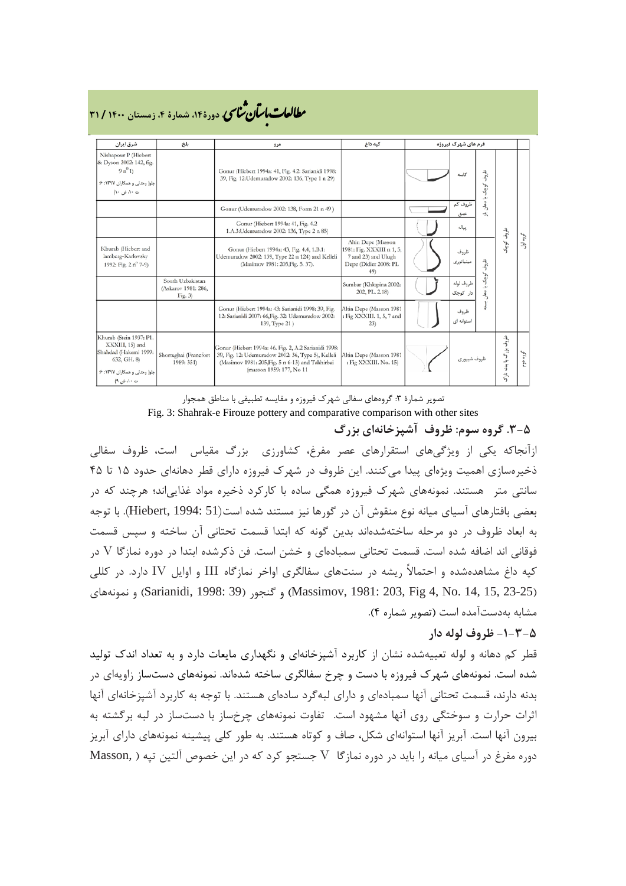| شرق ایران | بلخ | مرو | کپه داغ | فرم های شهرک فیروزه | | | | |
|---|---|---|---|---|---|---|---|---|
| Nishapour P (Hiebert & Dyson 2002: 142, fig. 9 n°1) جاوا وحدتی و همکاران ۱۳۹۷: ۶ ت ۱۰، ش ۱۰ | | Gonur (Hiebert 1994a: 41, Fig. 4.2: Sarianidi 1998: 39, Fig. 12:Udemuradow 2002: 136, Type 1 n 29) | | | کاسه | ظروف کوچک با دهان باز | ظروف کوچک | گروه اول |
| | | Gonur (Udemuradow 2002: 138, Form 21 n 49) | | | ظروف کم عمق | | | |
| | | Gonur (Hiebert 1994a: 41, Fig. 4.2 1.A.3;Udemuradow 2002: 136, Type 2 n 85) | | | پیاله | | | |
| Khurab (Hiebert and lamberg-Karlovsky 1992: Fig. 2 n° 7-9) | | Gonur (Hiebert 1994a: 43, Fig. 4.4, 1.B.1: Udemuradow 2002: 139, Type 22 n 124) and Kelleli (Masimov 1981: 205,Fig. 5. 37). | Altin Depe (Masson 1981: Fig. XXXIII n 1, 5, 7 and 23) and Ulugh Depe (Didier 2008: PL 49) | | ظروف مینیاتوری | ظروف کوچک با دهان بسته | | |
| | South Uzbekistan (Askarov 1981: 286, Fig. 3) | | Sumbar (Khlopina 2002: 202, PL. 2.18) | | ظروف لوله دار کوچک | | | |
| | | Gonur (Hiebert 1994a: 43: Sarianidi 1998: 39, Fig. 12: Sarianidi 2007: 66,Fig. 32: Udemuradow 2002: 139, Type 21 ) | Altin Depe (Masson 1981 : Fig XXXIII. 1, 5, 7 and 23) | | ظروف استوانه ای | | | |
| Khurab (Stein 1937: Pl. XXXIII, 15) and Shahdad (Hakemi 1999: 632, GH. 8) جاوا وحدتی و همکاران ۱۳۹۷: ۶ ت ۱۰، ش ۹ | Shortughai (Francfort 1989: 351) | Gonur (Hiebert 1994a: 46, Fig. 2, A.2 Sarianidi 1998: 39, Fig. 12: Udemuradow 2002: 36, Type 5), Kelleli (Masimov 1981: 205,Fig. 5 n 6-13) and Takhirbai (masson 1959: 177, No 11 | Altin Depe (Masson 1981 : Fig XXXIII. No. 15) | | ظروف شیپوری | | ظروف بزرگ با بدنه بازک | گروه دوم |

تصویر شمارهٔ ۳: گروه‌های سفالی شهرک فیروزه و مقایسه تطبیقی با مناطق همجوار

Fig. 3: Shahrak-e Firouze pottery and comparative comparison with other sites

### ۵-۳. گروه سوم: ظروف آشپزخانه‌ای بزرگ

ازآنجاکه یکی از ویژگی‌های استقرارهای عصر مفرغ، کشاورزی بزرگ مقیاس است، ظروف سفالی ذخیره‌سازی اهمیت ویژه‌ای پیدا می‌کنند. این ظروف در شهرک فیروزه دارای قطر دهانه‌ای حدود ۱۵ تا ۴۵ سانتی متر هستند. نمونه‌های شهرک فیروزه همگی ساده با کارکرد ذخیره مواد غذایی‌اند؛ هرچند که در بعضی بافتارهای آسیای میانه نوع منقوش آن در گورها نیز مستند شده است(Hiebert, 1994: 51). با توجه به ابعاد ظروف در دو مرحله ساخته‌شده‌اند بدین گونه که ابتدا قسمت تحتانی آن ساخته و سپس قسمت فوقانی اند اضافه شده است. قسمت تحتانی سمباده‌ای و خشن است. فن ذکرشده ابتدا در دوره نمازگا V در کپه داغ مشاهده‌شده و احتمالاً ریشه در سنت‌های سفالگری اواخر نمازگاه III و اوایل IV دارد. در کللی (Massimov, 1981: 203, Fig 4, No. 14, 15, 23-25) و گنجور (Sarianidi, 1998: 39) و نمونه‌های مشابه به‌دست‌آمده است (تصویر شماره ۴).

#### ۵-۳-۱- ظروف لوله دار

قطر کم دهانه و لوله تعبیه‌شده نشان از کاربرد آشپزخانه‌ای و نگهداری مایعات دارد و به تعداد اندک تولید شده است. نمونه‌های شهرک فیروزه با دست و چرخ سفالگری ساخته شده‌اند. نمونه‌های دست‌ساز زاویه‌ای در بدنه دارند، قسمت تحتانی آنها سمباده‌ای و دارای لبه‌گرد ساده‌ای هستند. با توجه به کاربرد آشپزخانه‌ای آنها اثرات حرارت و سوختگی روی آنها مشهود است. تفاوت نمونه‌های چرخ‌ساز با دست‌ساز در لبه برگشته به بیرون آنها است. آبریز آنها استوانه‌ای شکل، صاف و کوتاه هستند. به طور کلی پیشینه نمونه‌های دارای آبریز دوره مفرغ در آسیای میانه را باید در دوره نمازگا V جستجو کرد که در این خصوص آلتین تپه ( Masson,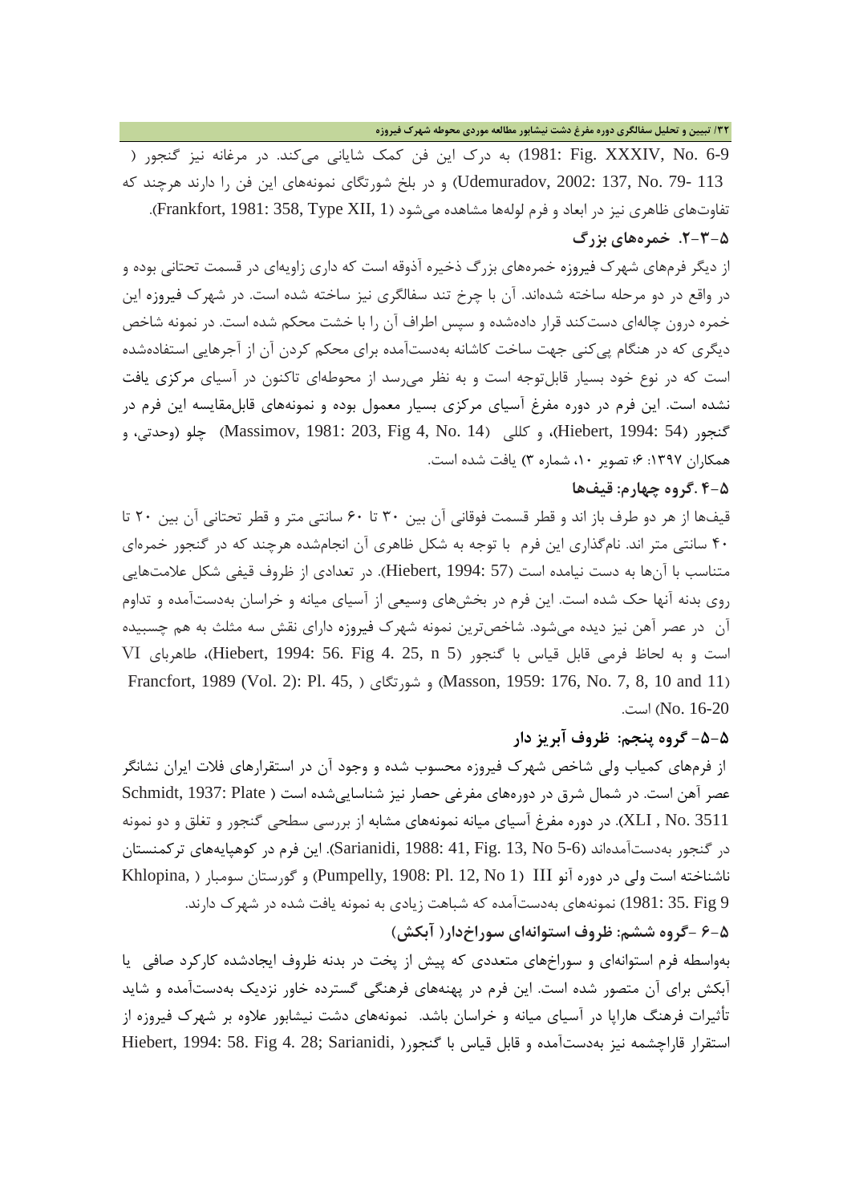1981: Fig. XXXIV, No. 6-9) به درک این فن کمک شایانی می‌کند. در مرغانه نیز گنجور ( Udemuradov, 2002: 137, No. 79- 113) و در بلخ شورتگای نمونه‌های این فن را دارند هرچند که تفاوت‌های ظاهری نیز در ابعاد و فرم لوله‌ها مشاهده می‌شود (Frankfort, 1981: 358, Type XII, 1).

### ۵-۳-۲. خمره‌های بزرگ

از دیگر فرم‌های شهرک فیروزه خمره‌های بزرگ ذخیره آذوقه است که داری زاویه‌ای در قسمت تحتانی بوده و در واقع در دو مرحله ساخته شده‌اند. آن با چرخ تند سفالگری نیز ساخته شده است. در شهرک فیروزه این خمره درون چاله‌ای دست‌کند قرار داده‌شده و سپس اطراف آن را با خشت محکم شده است. در نمونه شاخص دیگری که در هنگام پی‌کنی جهت ساخت کاشانه به‌دست‌آمده برای محکم کردن آن از آجرهایی استفاده‌شده است که در نوع خود بسیار قابل‌توجه است و به نظر می‌رسد از محوطه‌ای تاکنون در آسیای مرکزی یافت نشده است. این فرم در دوره مفرغ آسیای مرکزی بسیار معمول بوده و نمونه‌های قابل‌مقایسه این فرم در گنجور (Hiebert, 1994: 54)، و کللی (Massimov, 1981: 203, Fig 4, No. 14) چلو (وحدتی، و همکاران ۱۳۹۷: ۶؛ تصویر ۱۰، شماره ۳) یافت شده است.

### ۵-۴ .گروه چهارم: قیف‌ها

قیف‌ها از هر دو طرف باز اند و قطر قسمت فوقانی آن بین ۳۰ تا ۶۰ سانتی متر و قطر تحتانی آن بین ۲۰ تا ۴۰ سانتی متر اند. نام‌گذاری این فرم  با توجه به شکل ظاهری آن انجام‌شده هرچند که در گنجور خمره‌ای متناسب با آن‌ها به دست نیامده است (Hiebert, 1994: 57). در تعدادی از ظروف قیفی شکل علامت‌هایی روی بدنه آنها حک شده است. این فرم در بخش‌های وسیعی از آسیای میانه و خراسان به‌دست‌آمده و تداوم آن  در عصر آهن نیز دیده می‌شود. شاخص‌ترین نمونه شهرک فیروزه دارای نقش سه مثلث به هم چسبیده است و به لحاظ فرمی قابل قیاس با گنجور (Hiebert, 1994: 56. Fig 4. 25, n 5)، طاهربای VI (Masson, 1959: 176, No. 7, 8, 10 and 11) و شورتگای ( Francfort, 1989 (Vol. 2): Pl. 45, No. 16-20) است.

### ۵-۵- گروه پنجم: ظروف آبریز دار

از فرم‌های کمیاب ولی شاخص شهرک فیروزه محسوب شده و وجود آن در استقرارهای فلات ایران نشانگر عصر آهن است. در شمال شرق در دوره‌های مفرغی حصار نیز شناسایی‌شده است ( Schmidt, 1937: Plate XLI , No. 3511). در دوره مفرغ آسیای میانه نمونه‌های مشابه از بررسی سطحی گنجور و تغلق و دو نمونه در گنجور به‌دست‌آمده‌اند (Sarianidi, 1988: 41, Fig. 13, No 5-6). این فرم در کوهپایه‌های ترکمنستان ناشناخته است ولی در دوره آنو III (Pumpelly, 1908: Pl. 12, No 1) و گورستان سومبار ( Khlopina, 1981: 35. Fig 9) نمونه‌های به‌دست‌آمده که شباهت زیادی به نمونه یافت شده در شهرک دارند.

### ۵-۶ -گروه ششم: ظروف استوانه‌ای سوراخ‌دار( آبکش)

به‌واسطه فرم استوانه‌ای و سوراخ‌های متعددی که پیش از پخت در بدنه ظروف ایجادشده کارکرد صافی  یا آبکش برای آن متصور شده است. این فرم در پهنه‌های فرهنگی گسترده خاور نزدیک به‌دست‌آمده و شاید تأثیرات فرهنگ هاراپا در آسیای میانه و خراسان باشد.  نمونه‌های دشت نیشابور علاوه بر شهرک فیروزه از استقرار قاراچشمه نیز به‌دست‌آمده و قابل قیاس با گنجور( Hiebert, 1994: 58. Fig 4. 28; Sarianidi,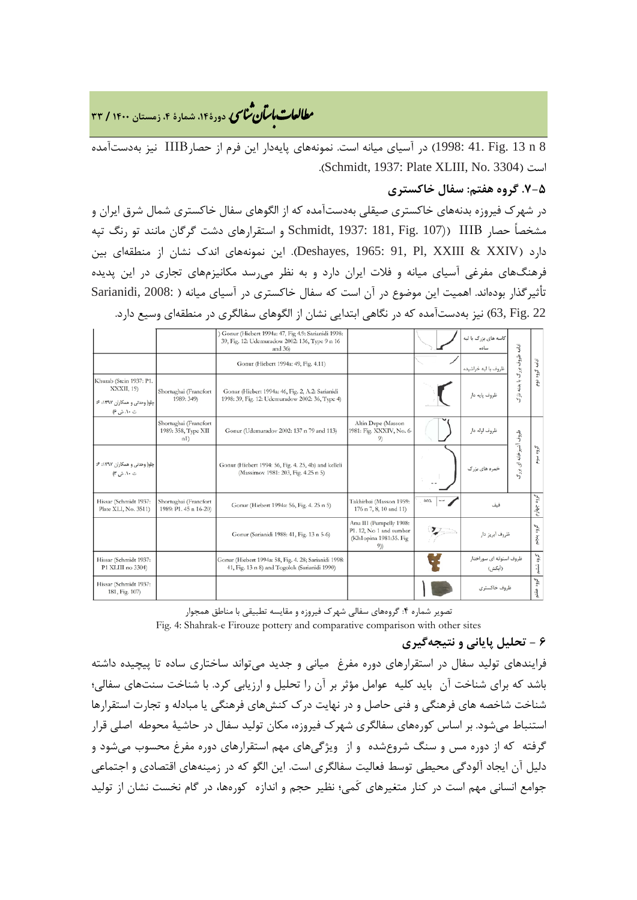8 Fig. 13 n :1998: 41) در آسیای میانه است. نمونه‌های پایه‌دار این فرم از حصارIIIB نیز به‌دست‌آمده است (Schmidt, 1937: Plate XLIII, No. 3304).

### ۵-۷. گروه هفتم: سفال خاکستری

در شهرک فیروزه بدنه‌های خاکستری صیقلی به‌دست‌آمده که از الگوهای سفال خاکستری شمال شرق ایران و مشخصاً حصار IIIB ((Schmidt, 1937: 181, Fig. 107 و استقرارهای دشت گرگان مانند تو رنگ تپه دارد (Deshayes, 1965: 91, Pl, XXIII & XXIV). این نمونه‌های اندک نشان از منطقه‌ای بین فرهنگ‌های مفرغی آسیای میانه و فلات ایران دارد و به نظر می‌رسد مکانیزم‌های تجاری در این پدیده تأثیرگذار بوده‌اند. اهمیت این موضوع در آن است که سفال خاکستری در آسیای میانه (Sarianidi, 2008: 63, Fig. 22) نیز به‌دست‌آمده که در نگاهی ابتدایی نشان از الگوهای سفالگری در منطقه‌ای وسیع دارد.

| | | | | | | | |
|---|---|---|---|---|---|---|---|
| | | ) Gonur (Hiebert 1994a: 47, Fig 4.9: Sarianidi 1998: 39, Fig. 12: Udemuradow 2002: 136, Type 9 n 16 and 36) | | | کاسه های بزرگ با لبه ساده | لبه ظروف بزرگ با بدنه نازک | لبه گروه دوم |
| | | Gonur (Hiebert 1994a: 49, Fig. 4.11) | | | ظروف با لبه خراشیده | | |
| Khurab (Stein 1937: P1. XXXII, 19) چلوا وحدتی و همکاران ۱۳۹۷: ۶ ت ۱۰، ش ۴ | Shortughai (Francfort 1989: 349) | Gonur (Hiebert 1994a: 46, Fig. 2, A.2: Sarianidi 1998: 39, Fig. 12: Udemuradov 2002: 36, Type 4) | | | ظروف پایه دار | | |
| | Shortughai (Francfort 1989: 358, Type XII n1) | Gonur (Udemuradov 2002: 137 n 79 and 113) | Altin Depe (Masson 1981: Fig. XXXIV, No. 6-9) | | ظروف لوله دار | ظروف آشپزخانه ای بزرگ | گروه سوم |
| چلوا وحدتی و همکاران ۱۳۹۷: ۶ ت ۱۰، ش ۳ | | Gonur (Hiebert 1994: 56, Fig. 4. 25, 4b) and kelleli (Massimov 1981: 203, Fig. 4.25 n 5) | | | خمره های بزرگ | | |
| Hissar (Schmidt 1937: Plate XLI, No. 3511) | Shortughai (Francfort 1989: P1. 45 n 16-20) | Gonur (Hiebert 1994a: 56, Fig. 4. 25 n 5) | Takhirbai (Masson 1959: 176 n 7, 8, 10 and 11) | | قیف | | گروه چهارم |
| | | Gonur (Sarianidi 1998: 41, Fig. 13 n 5-6) | Anu III (Pumpelly 1908: P1. 12, No 1 and sumbar (Khlopina 1981:35. Fig 9)) | | ظروف ابریز دار | | گروه پنجم |
| Hissar (Schmidt 1937: P1 XLIII no 3304) | | Gonur (Hiebert 1994a: 58, Fig. 4. 28; Sarianidi 1998: 41, Fig. 13 n 8) and Togolok (Sarianidi 1990) | | | ظروف استوانه ای سوراخدار (آبکش) | | گروه ششم |
| Hissar (Schmidt 1937: 181, Fig. 107) | | | | | ظروف خاکستری | | گروه هفتم |

تصویر شماره ۴: گروه‌های سفالی شهرک فیروزه و مقایسه تطبیقی با مناطق همجوار

Fig. 4: Shahrak-e Firouze pottery and comparative comparison with other sites

## ۶ - تحلیل پایانی و نتیجه‌گیری

فرایندهای تولید سفال در استقرارهای دوره مفرغ میانی و جدید می‌تواند ساختاری ساده تا پیچیده داشته باشد که برای شناخت آن باید کلیه عوامل مؤثر بر آن را تحلیل و ارزیابی کرد. با شناخت سنت‌های سفالی؛ شناخت شاخصه های فرهنگی و فنی حاصل و در نهایت درک کنش‌های فرهنگی یا مبادله و تجارت استقرارها استنباط می‌شود. بر اساس کوره‌های سفالگری شهرک فیروزه، مکان تولید سفال در حاشیهٔ محوطه اصلی قرار گرفته که از دوره مس و سنگ شروع‌شده و از ویژگی‌های مهم استقرارهای دوره مفرغ محسوب می‌شود و دلیل آن ایجاد آلودگی محیطی توسط فعالیت سفالگری است. این الگو که در زمینه‌های اقتصادی و اجتماعی جوامع انسانی مهم است در کنار متغیرهای کَمی؛ نظیر حجم و اندازه کوره‌ها، در گام نخست نشان از تولید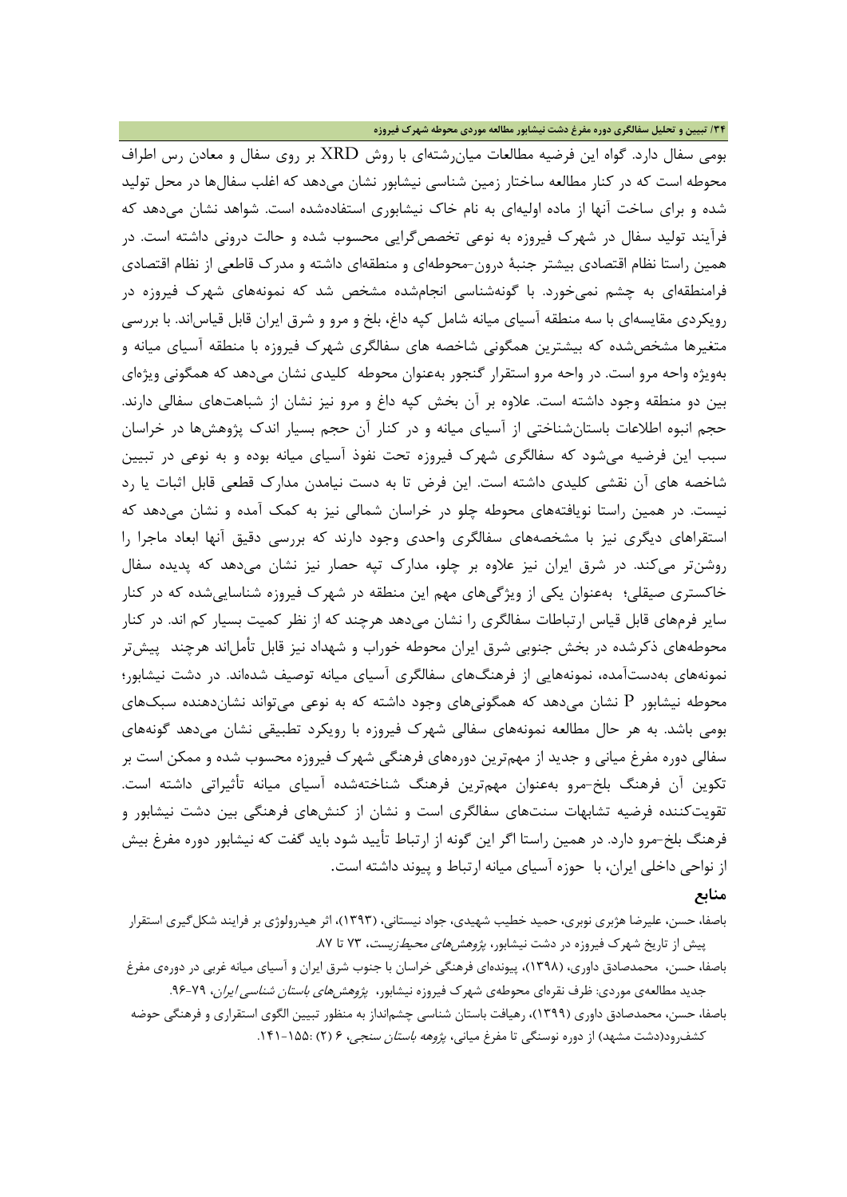بومی سفال دارد. گواه این فرضیه مطالعات میان‌رشته‌ای با روش XRD بر روی سفال و معادن رس اطراف محوطه است که در کنار مطالعه ساختار زمین شناسی نیشابور نشان می‌دهد که اغلب سفال‌ها در محل تولید شده و برای ساخت آنها از ماده اولیه‌ای به نام خاک نیشابوری استفاده‌شده است. شواهد نشان می‌دهد که فرآیند تولید سفال در شهرک فیروزه به نوعی تخصص‌گرایی محسوب شده و حالت درونی داشته است. در همین راستا نظام اقتصادی بیشتر جنبهٔ درون-محوطه‌ای و منطقه‌ای داشته و مدرک قاطعی از نظام اقتصادی فرامنطقه‌ای به چشم نمی‌خورد. با گونه‌شناسی انجام‌شده مشخص شد که نمونه‌های شهرک فیروزه در رویکردی مقایسه‌ای با سه منطقه آسیای میانه شامل کپه داغ، بلخ و مرو و شرق ایران قابل قیاس‌اند. با بررسی متغیرها مشخص‌شده که بیشترین همگونی شاخصه های سفالگری شهرک فیروزه با منطقه آسیای میانه و به‌ویژه واحه مرو است. در واحه مرو استقرار گنجور به‌عنوان محوطه کلیدی نشان می‌دهد که همگونی ویژه‌ای بین دو منطقه وجود داشته است. علاوه بر آن بخش کپه داغ و مرو نیز نشان از شباهت‌های سفالی دارند. حجم انبوه اطلاعات باستان‌شناختی از آسیای میانه و در کنار آن حجم بسیار اندک پژوهش‌ها در خراسان سبب این فرضیه می‌شود که سفالگری شهرک فیروزه تحت نفوذ آسیای میانه بوده و به نوعی در تبیین شاخصه های آن نقشی کلیدی داشته است. این فرض تا به دست نیامدن مدارک قطعی قابل اثبات یا رد نیست. در همین راستا نویافته‌های محوطه چلو در خراسان شمالی نیز به کمک آمده و نشان می‌دهد که استقرا‌های دیگری نیز با مشخصه‌های سفالگری واحدی وجود دارند که بررسی دقیق آنها ابعاد ماجرا را روشن‌تر می‌کند. در شرق ایران نیز علاوه بر چلو، مدارک تپه حصار نیز نشان می‌دهد که پدیده سفال خاکستری صیقلی؛ به‌عنوان یکی از ویژگی‌های مهم این منطقه در شهرک فیروزه شناسایی‌شده که در کنار سایر فرم‌های قابل قیاس ارتباطات سفالگری را نشان می‌دهد هرچند که از نظر کمیت بسیار کم اند. در کنار محوطه‌های ذکرشده در بخش جنوبی شرق ایران محوطه خوراب و شهداد نیز قابل تأمل‌اند هرچند پیش‌تر نمونه‌های به‌دست‌آمده، نمونه‌هایی از فرهنگ‌های سفالگری آسیای میانه توصیف شده‌اند. در دشت نیشابور؛ محوطه نیشابور P نشان می‌دهد که همگونی‌های وجود داشته که به نوعی می‌تواند نشان‌دهنده سبک‌های بومی باشد. به هر حال مطالعه نمونه‌های سفالی شهرک فیروزه با رویکرد تطبیقی نشان می‌دهد گونه‌های سفالی دوره مفرغ میانی و جدید از مهم‌ترین دوره‌های فرهنگی شهرک فیروزه محسوب شده و ممکن است بر تکوین آن فرهنگ بلخ-مرو به‌عنوان مهم‌ترین فرهنگ شناخته‌شده آسیای میانه تأثیراتی داشته است. تقویت‌کننده فرضیه تشابهات سنت‌های سفالگری است و نشان از کنش‌های فرهنگی بین دشت نیشابور و فرهنگ بلخ-مرو دارد. در همین راستا اگر این گونه از ارتباط تأیید شود باید گفت که نیشابور دوره مفرغ بیش از نواحی داخلی ایران، با حوزه آسیای میانه ارتباط و پیوند داشته است.

## منابع

باصفا، حسن، علیرضا هژبری نوبری، حمید خطیب شهیدی، جواد نیستانی، (۱۳۹۳)، اثر هیدرولوژی بر فرایند شکل‌گیری استقرار پیش از تاریخ شهرک فیروزه در دشت نیشابور، *پژوهش‌های محیط‌زیست*، ۷۳ تا ۸۷.

باصفا، حسن، محمدصادق داوری، (۱۳۹۸)، پیونده‌ای فرهنگی خراسان با جنوب شرق ایران و آسیای میانه غربی در دوره‌ی مفرغ جدید مطالعه‌ی موردی: ظرف نقره‌ای محوطه‌ی شهرک فیروزه نیشابور، *پژوهش‌های باستان شناسی ایران*، ۷۹-۹۶.

باصفا، حسن، محمدصادق داوری (۱۳۹۹)، رهیافت باستان شناسی چشم‌انداز به منظور تبیین الگوی استقراری و فرهنگی حوضه کشفرود(دشت مشهد) از دوره نوسنگی تا مفرغ میانی، *پژوهه باستان سنجی*، ۶ (۲) :۱۵۵-۱۴۱.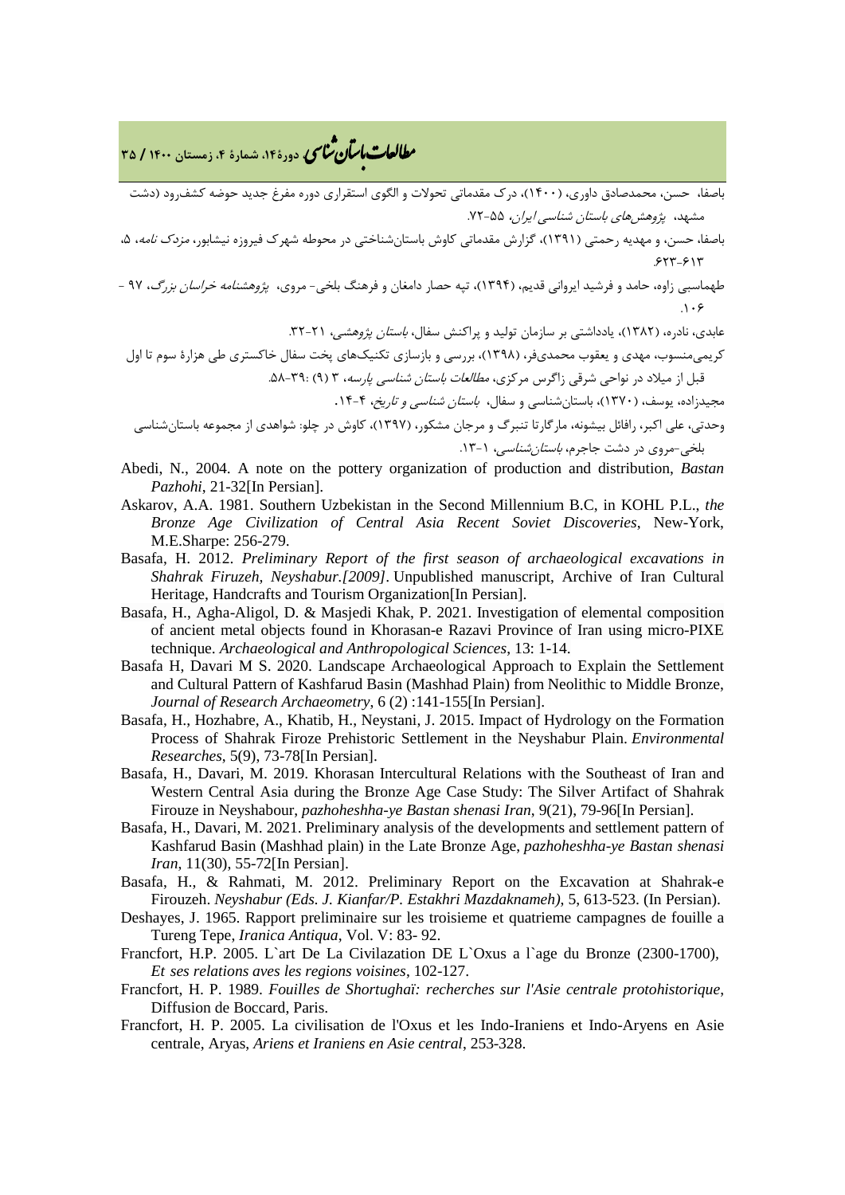باصفا، حسن، محمدصادق داوری، (۱۴۰۰)، درک مقدماتی تحولات و الگوی استقراری دوره مفرغ جدید حوضه کشف‌رود (دشت مشهد، *پژوهش‌های باستان شناسی ایران*، ۵۵-۷۲.

باصفا، حسن، و مهدیه رحمتی (۱۳۹۱)، گزارش مقدماتی کاوش باستان‌شناختی در محوطه شهرک فیروزه نیشابور، *مزدک نامه*، ۵، ۶۱۳-۶۲۳.

طهماسبی زاوه، حامد و فرشید ایروانی قدیم، (۱۳۹۴)، تپه حصار دامغان و فرهنگ بلخی- مروی، *پژوهشنامه خراسان بزرگ*، ۹۷ - ۱۰۶.

عابدی، نادره، (۱۳۸۲)، یادداشتی بر سازمان تولید و پراکنش سفال، *باستان پژوهشی*، ۲۱-۳۲.

کریمی‌منسوب، مهدی و یعقوب محمدی‌فر، (۱۳۹۸)، بررسی و بازسازی تکنیک‌های پخت سفال خاکستری طی هزارۀ سوم تا اول قبل از میلاد در نواحی شرقی زاگرس مرکزی، *مطالعات باستان شناسی پارسه*، ۳ (۹) :۳۹-۵۸.

مجیدزاده، یوسف، (۱۳۷۰)، باستان‌شناسی و سفال، *باستان شناسی و تاریخ*، ۴-۱۴.

وحدتی، علی اکبر، رافائل بیشونه، مارگارتا تنبرگ و مرجان مشکور، (۱۳۹۷)، کاوش در چلو: شواهدی از مجموعه باستان‌شناسی بلخی-مروی در دشت جاجرم، *باستان‌شناسی*، ۱-۱۳.

Abedi, N., 2004. A note on the pottery organization of production and distribution, *Bastan Pazhohi*, 21-32[In Persian].

Askarov, A.A. 1981. Southern Uzbekistan in the Second Millennium B.C, in KOHL P.L., *the Bronze Age Civilization of Central Asia Recent Soviet Discoveries*, New-York, M.E.Sharpe: 256-279.

Basafa, H. 2012. *Preliminary Report of the first season of archaeological excavations in Shahrak Firuzeh, Neyshabur.[2009]*. Unpublished manuscript, Archive of Iran Cultural Heritage, Handcrafts and Tourism Organization[In Persian].

Basafa, H., Agha-Aligol, D. & Masjedi Khak, P. 2021. Investigation of elemental composition of ancient metal objects found in Khorasan-e Razavi Province of Iran using micro-PIXE technique. *Archaeological and Anthropological Sciences*, 13: 1-14.

Basafa H, Davari M S. 2020. Landscape Archaeological Approach to Explain the Settlement and Cultural Pattern of Kashfarud Basin (Mashhad Plain) from Neolithic to Middle Bronze, *Journal of Research Archaeometry*, 6 (2) :141-155[In Persian].

Basafa, H., Hozhabre, A., Khatib, H., Neystani, J. 2015. Impact of Hydrology on the Formation Process of Shahrak Firoze Prehistoric Settlement in the Neyshabur Plain. *Environmental Researches*, 5(9), 73-78[In Persian].

Basafa, H., Davari, M. 2019. Khorasan Intercultural Relations with the Southeast of Iran and Western Central Asia during the Bronze Age Case Study: The Silver Artifact of Shahrak Firouze in Neyshabour, *pazhoheshha-ye Bastan shenasi Iran*, 9(21), 79-96[In Persian].

Basafa, H., Davari, M. 2021. Preliminary analysis of the developments and settlement pattern of Kashfarud Basin (Mashhad plain) in the Late Bronze Age, *pazhoheshha-ye Bastan shenasi Iran*, 11(30), 55-72[In Persian].

Basafa, H., & Rahmati, M. 2012. Preliminary Report on the Excavation at Shahrak-e Firouzeh. *Neyshabur (Eds. J. Kianfar/P. Estakhri Mazdaknameh)*, 5, 613-523. (In Persian).

Deshayes, J. 1965. Rapport preliminaire sur les troisieme et quatrieme campagnes de fouille a Tureng Tepe, *Iranica Antiqua*, Vol. V: 83- 92.

Francfort, H.P. 2005. L`art De La Civilazation DE L`Oxus a l`age du Bronze (2300-1700), *Et ses relations aves les regions voisines*, 102-127.

Francfort, H. P. 1989. *Fouilles de Shortughaï: recherches sur l'Asie centrale protohistorique*, Diffusion de Boccard, Paris.

Francfort, H. P. 2005. La civilisation de l'Oxus et les Indo-Iraniens et Indo-Aryens en Asie centrale, Aryas, *Ariens et Iraniens en Asie central*, 253-328.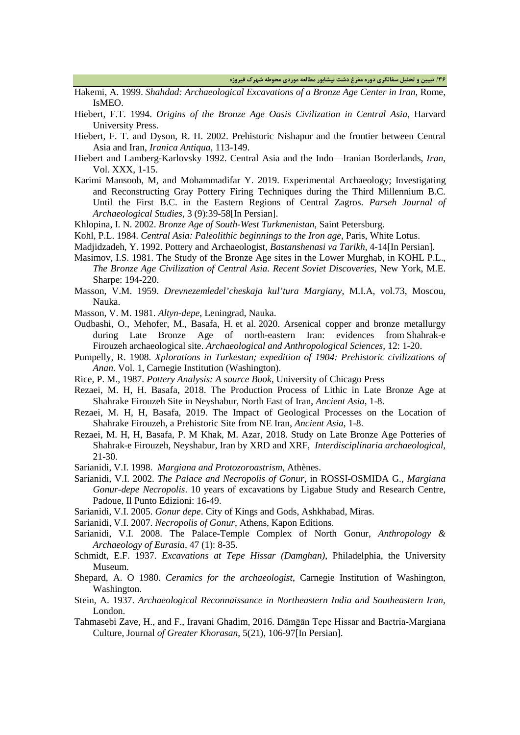Hakemi, A. 1999. *Shahdad: Archaeological Excavations of a Bronze Age Center in Iran*, Rome, IsMEO.

Hiebert, F.T. 1994. *Origins of the Bronze Age Oasis Civilization in Central Asia*, Harvard University Press.

Hiebert, F. T. and Dyson, R. H. 2002. Prehistoric Nishapur and the frontier between Central Asia and Iran, *Iranica Antiqua*, 113-149.

Hiebert and Lamberg-Karlovsky 1992. Central Asia and the Indo—Iranian Borderlands, *Iran*, Vol. XXX, 1-15.

Karimi Mansoob, M, and Mohammadifar Y. 2019. Experimental Archaeology; Investigating and Reconstructing Gray Pottery Firing Techniques during the Third Millennium B.C. Until the First B.C. in the Eastern Regions of Central Zagros. *Parseh Journal of Archaeological Studies*, 3 (9):39-58[In Persian].

Khlopina, I. N. 2002. *Bronze Age of South-West Turkmenistan*, Saint Petersburg.

Kohl, P.L. 1984. *Central Asia: Paleolithic beginnings to the Iron age*, Paris, White Lotus.

Madjidzadeh, Y. 1992. Pottery and Archaeologist, *Bastanshenasi va Tarikh*, 4-14[In Persian].

Masimov, I.S. 1981. The Study of the Bronze Age sites in the Lower Murghab, in KOHL P.L., *The Bronze Age Civilization of Central Asia. Recent Soviet Discoveries*, New York, M.E. Sharpe: 194-220.

Masson, V.M. 1959. *Drevnezemledel'cheskaja kul'tura Margiany*, M.I.A, vol.73, Moscou, Nauka.

Masson, V. M. 1981. *Altyn-depe*, Leningrad, Nauka.

Oudbashi, O., Mehofer, M., Basafa, H. et al. 2020. Arsenical copper and bronze metallurgy during Late Bronze Age of north-eastern Iran: evidences from Shahrak-e Firouzeh archaeological site. *Archaeological and Anthropological Sciences*, 12: 1-20.

Pumpelly, R. 1908. *Xplorations in Turkestan; expedition of 1904: Prehistoric civilizations of Anan*. Vol. 1, Carnegie Institution (Washington).

Rice, P. M., 1987. *Pottery Analysis: A source Book*, University of Chicago Press

Rezaei, M. H, H. Basafa, 2018. The Production Process of Lithic in Late Bronze Age at Shahrake Firouzeh Site in Neyshabur, North East of Iran, *Ancient Asia*, 1-8.

Rezaei, M. H, H, Basafa, 2019. The Impact of Geological Processes on the Location of Shahrake Firouzeh, a Prehistoric Site from NE Iran, *Ancient Asia*, 1-8.

Rezaei, M. H, H, Basafa, P. M Khak, M. Azar, 2018. Study on Late Bronze Age Potteries of Shahrak-e Firouzeh, Neyshabur, Iran by XRD and XRF, *Interdisciplinaria archaeological*, 21-30.

Sarianidi, V.I. 1998. *Margiana and Protozoroastrism*, Athènes.

Sarianidi, V.I. 2002. *The Palace and Necropolis of Gonur*, in ROSSI-OSMIDA G., *Margiana Gonur-depe Necropolis*. 10 years of excavations by Ligabue Study and Research Centre, Padoue, Il Punto Edizioni: 16-49.

Sarianidi, V.I. 2005. *Gonur depe*. City of Kings and Gods, Ashkhabad, Miras.

Sarianidi, V.I. 2007. *Necropolis of Gonur*, Athens, Kapon Editions.

Sarianidi, V.I. 2008. The Palace-Temple Complex of North Gonur, *Anthropology & Archaeology of Eurasia*, 47 (1): 8-35.

Schmidt, E.F. 1937. *Excavations at Tepe Hissar (Damghan)*, Philadelphia, the University Museum.

Shepard, A. O 1980. *Ceramics for the archaeologist*, Carnegie Institution of Washington, Washington.

Stein, A. 1937. *Archaeological Reconnaissance in Northeastern India and Southeastern Iran*, London.

Tahmasebi Zave, H., and F., Iravani Ghadim, 2016. Dāmḡān Tepe Hissar and Bactria-Margiana Culture, Journal *of Greater Khorasan*, 5(21), 106-97[In Persian].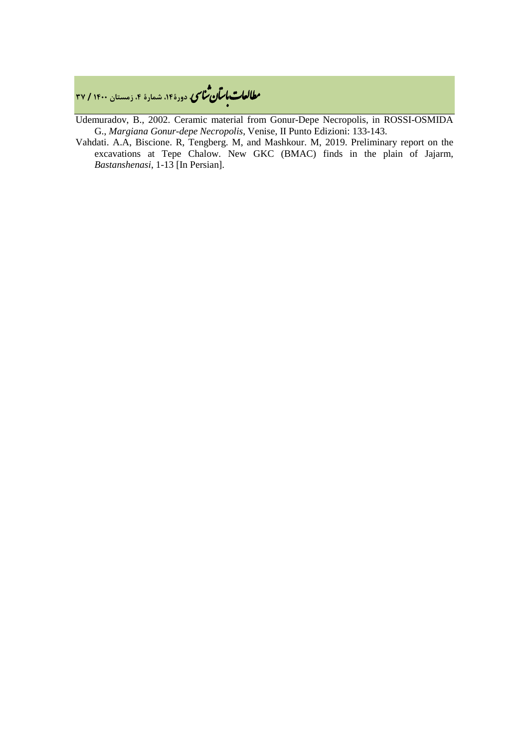Udemuradov, B., 2002. Ceramic material from Gonur-Depe Necropolis, in ROSSI-OSMIDA G., *Margiana Gonur-depe Necropolis*, Venise, II Punto Edizioni: 133-143.

Vahdati. A.A, Biscione. R, Tengberg. M, and Mashkour. M, 2019. Preliminary report on the excavations at Tepe Chalow. New GKC (BMAC) finds in the plain of Jajarm, *Bastanshenasi*, 1-13 [In Persian].